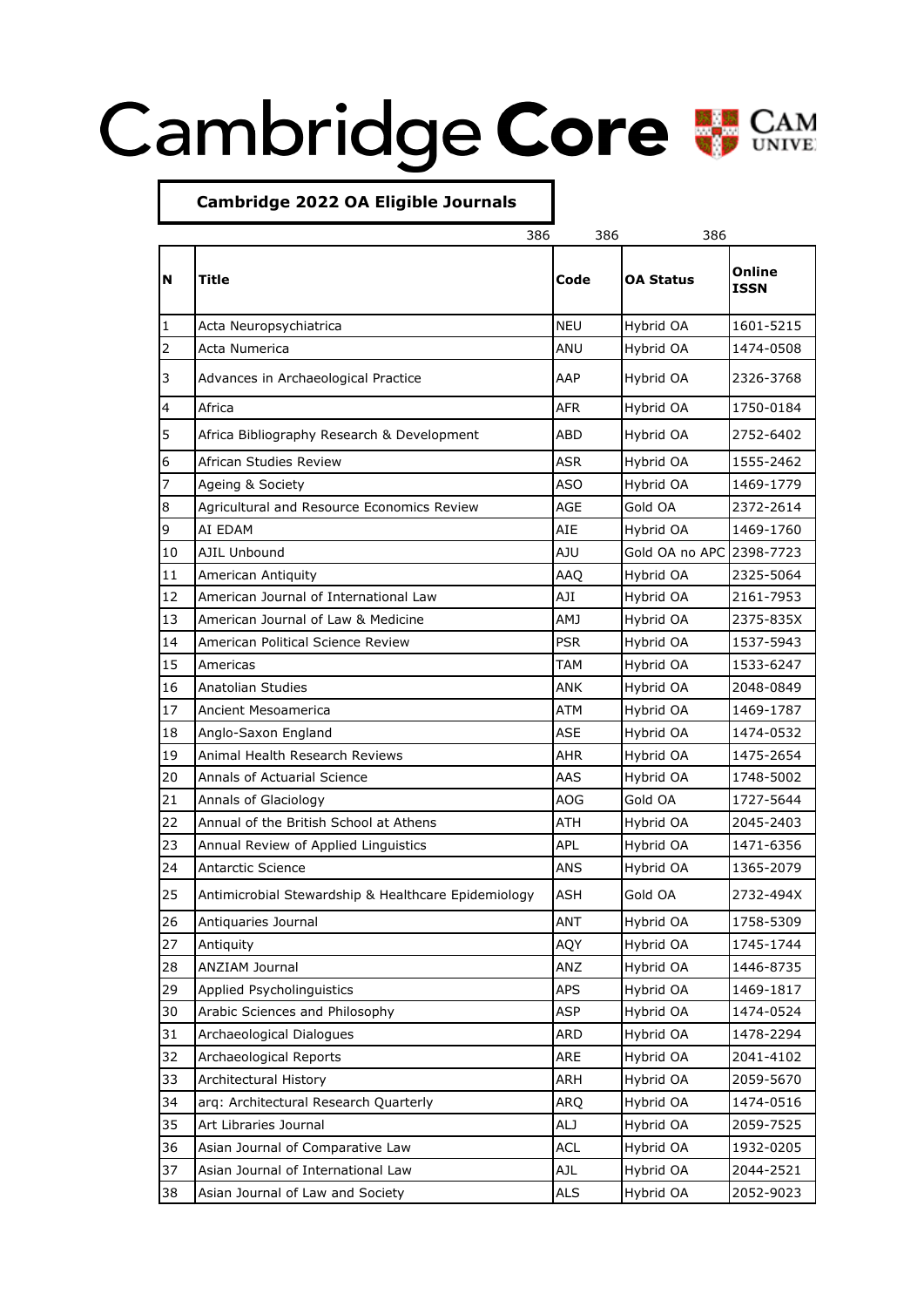Cambridge Core CAMBRIDGE UNIVERSITY

## Cambridge 2022 OA Eligible Journals

386 386 386

| N | Title | Code | OA Status | Online ISSN |
|---|---|---|---|---|
| 1 | Acta Neuropsychiatrica | NEU | Hybrid OA | 1601-5215 |
| 2 | Acta Numerica | ANU | Hybrid OA | 1474-0508 |
| 3 | Advances in Archaeological Practice | AAP | Hybrid OA | 2326-3768 |
| 4 | Africa | AFR | Hybrid OA | 1750-0184 |
| 5 | Africa Bibliography Research & Development | ABD | Hybrid OA | 2752-6402 |
| 6 | African Studies Review | ASR | Hybrid OA | 1555-2462 |
| 7 | Ageing & Society | ASO | Hybrid OA | 1469-1779 |
| 8 | Agricultural and Resource Economics Review | AGE | Gold OA | 2372-2614 |
| 9 | AI EDAM | AIE | Hybrid OA | 1469-1760 |
| 10 | AJIL Unbound | AJU | Gold OA no APC | 2398-7723 |
| 11 | American Antiquity | AAQ | Hybrid OA | 2325-5064 |
| 12 | American Journal of International Law | AJI | Hybrid OA | 2161-7953 |
| 13 | American Journal of Law & Medicine | AMJ | Hybrid OA | 2375-835X |
| 14 | American Political Science Review | PSR | Hybrid OA | 1537-5943 |
| 15 | Americas | TAM | Hybrid OA | 1533-6247 |
| 16 | Anatolian Studies | ANK | Hybrid OA | 2048-0849 |
| 17 | Ancient Mesoamerica | ATM | Hybrid OA | 1469-1787 |
| 18 | Anglo-Saxon England | ASE | Hybrid OA | 1474-0532 |
| 19 | Animal Health Research Reviews | AHR | Hybrid OA | 1475-2654 |
| 20 | Annals of Actuarial Science | AAS | Hybrid OA | 1748-5002 |
| 21 | Annals of Glaciology | AOG | Gold OA | 1727-5644 |
| 22 | Annual of the British School at Athens | ATH | Hybrid OA | 2045-2403 |
| 23 | Annual Review of Applied Linguistics | APL | Hybrid OA | 1471-6356 |
| 24 | Antarctic Science | ANS | Hybrid OA | 1365-2079 |
| 25 | Antimicrobial Stewardship & Healthcare Epidemiology | ASH | Gold OA | 2732-494X |
| 26 | Antiquaries Journal | ANT | Hybrid OA | 1758-5309 |
| 27 | Antiquity | AQY | Hybrid OA | 1745-1744 |
| 28 | ANZIAM Journal | ANZ | Hybrid OA | 1446-8735 |
| 29 | Applied Psycholinguistics | APS | Hybrid OA | 1469-1817 |
| 30 | Arabic Sciences and Philosophy | ASP | Hybrid OA | 1474-0524 |
| 31 | Archaeological Dialogues | ARD | Hybrid OA | 1478-2294 |
| 32 | Archaeological Reports | ARE | Hybrid OA | 2041-4102 |
| 33 | Architectural History | ARH | Hybrid OA | 2059-5670 |
| 34 | arq: Architectural Research Quarterly | ARQ | Hybrid OA | 1474-0516 |
| 35 | Art Libraries Journal | ALJ | Hybrid OA | 2059-7525 |
| 36 | Asian Journal of Comparative Law | ACL | Hybrid OA | 1932-0205 |
| 37 | Asian Journal of International Law | AJL | Hybrid OA | 2044-2521 |
| 38 | Asian Journal of Law and Society | ALS | Hybrid OA | 2052-9023 |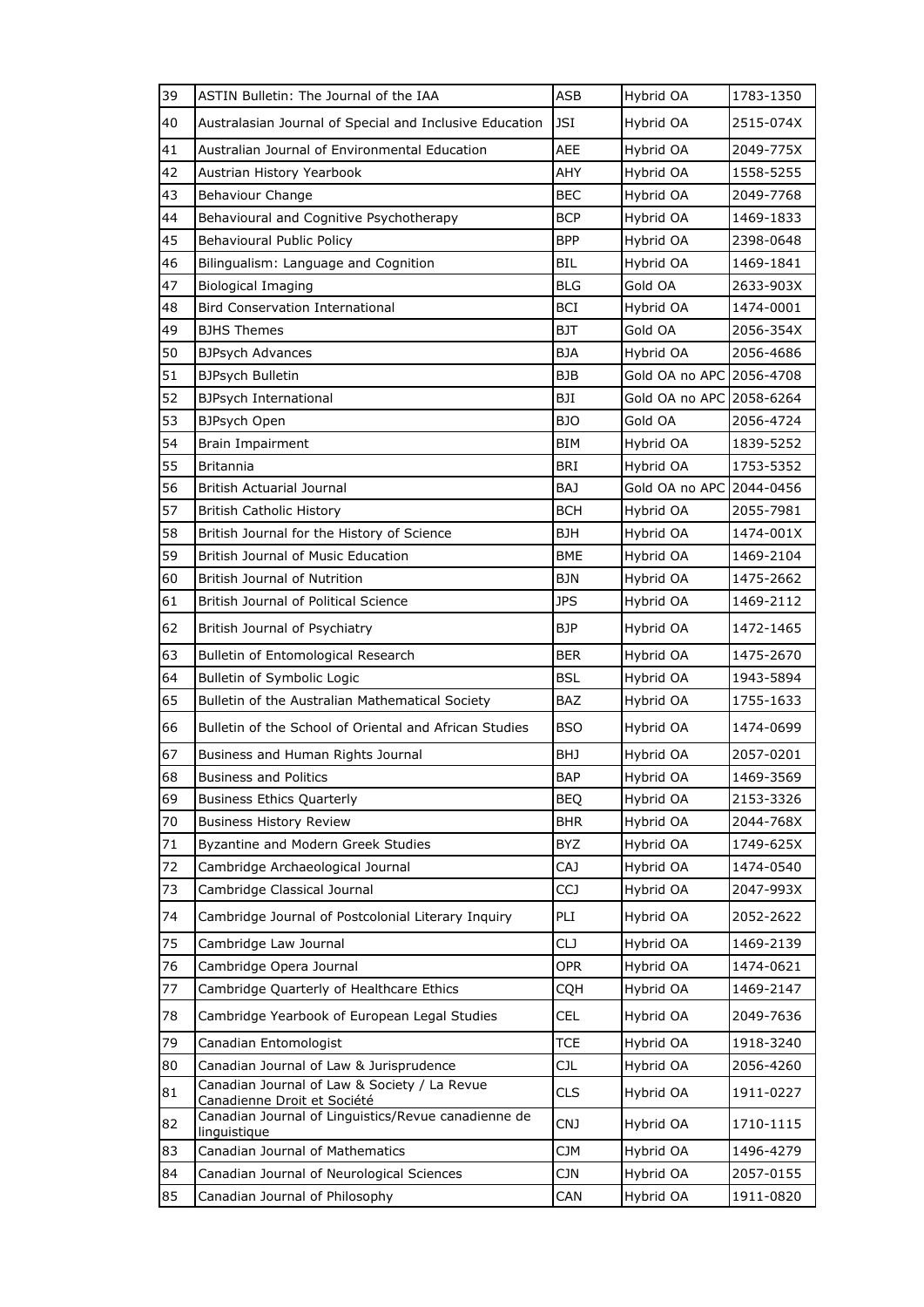| 39 | ASTIN Bulletin: The Journal of the IAA | ASB | Hybrid OA | 1783-1350 |
|---|---|---|---|---|
| 40 | Australasian Journal of Special and Inclusive Education | JSI | Hybrid OA | 2515-074X |
| 41 | Australian Journal of Environmental Education | AEE | Hybrid OA | 2049-775X |
| 42 | Austrian History Yearbook | AHY | Hybrid OA | 1558-5255 |
| 43 | Behaviour Change | BEC | Hybrid OA | 2049-7768 |
| 44 | Behavioural and Cognitive Psychotherapy | BCP | Hybrid OA | 1469-1833 |
| 45 | Behavioural Public Policy | BPP | Hybrid OA | 2398-0648 |
| 46 | Bilingualism: Language and Cognition | BIL | Hybrid OA | 1469-1841 |
| 47 | Biological Imaging | BLG | Gold OA | 2633-903X |
| 48 | Bird Conservation International | BCI | Hybrid OA | 1474-0001 |
| 49 | BJHS Themes | BJT | Gold OA | 2056-354X |
| 50 | BJPsych Advances | BJA | Hybrid OA | 2056-4686 |
| 51 | BJPsych Bulletin | BJB | Gold OA no APC | 2056-4708 |
| 52 | BJPsych International | BJI | Gold OA no APC | 2058-6264 |
| 53 | BJPsych Open | BJO | Gold OA | 2056-4724 |
| 54 | Brain Impairment | BIM | Hybrid OA | 1839-5252 |
| 55 | Britannia | BRI | Hybrid OA | 1753-5352 |
| 56 | British Actuarial Journal | BAJ | Gold OA no APC | 2044-0456 |
| 57 | British Catholic History | BCH | Hybrid OA | 2055-7981 |
| 58 | British Journal for the History of Science | BJH | Hybrid OA | 1474-001X |
| 59 | British Journal of Music Education | BME | Hybrid OA | 1469-2104 |
| 60 | British Journal of Nutrition | BJN | Hybrid OA | 1475-2662 |
| 61 | British Journal of Political Science | JPS | Hybrid OA | 1469-2112 |
| 62 | British Journal of Psychiatry | BJP | Hybrid OA | 1472-1465 |
| 63 | Bulletin of Entomological Research | BER | Hybrid OA | 1475-2670 |
| 64 | Bulletin of Symbolic Logic | BSL | Hybrid OA | 1943-5894 |
| 65 | Bulletin of the Australian Mathematical Society | BAZ | Hybrid OA | 1755-1633 |
| 66 | Bulletin of the School of Oriental and African Studies | BSO | Hybrid OA | 1474-0699 |
| 67 | Business and Human Rights Journal | BHJ | Hybrid OA | 2057-0201 |
| 68 | Business and Politics | BAP | Hybrid OA | 1469-3569 |
| 69 | Business Ethics Quarterly | BEQ | Hybrid OA | 2153-3326 |
| 70 | Business History Review | BHR | Hybrid OA | 2044-768X |
| 71 | Byzantine and Modern Greek Studies | BYZ | Hybrid OA | 1749-625X |
| 72 | Cambridge Archaeological Journal | CAJ | Hybrid OA | 1474-0540 |
| 73 | Cambridge Classical Journal | CCJ | Hybrid OA | 2047-993X |
| 74 | Cambridge Journal of Postcolonial Literary Inquiry | PLI | Hybrid OA | 2052-2622 |
| 75 | Cambridge Law Journal | CLJ | Hybrid OA | 1469-2139 |
| 76 | Cambridge Opera Journal | OPR | Hybrid OA | 1474-0621 |
| 77 | Cambridge Quarterly of Healthcare Ethics | CQH | Hybrid OA | 1469-2147 |
| 78 | Cambridge Yearbook of European Legal Studies | CEL | Hybrid OA | 2049-7636 |
| 79 | Canadian Entomologist | TCE | Hybrid OA | 1918-3240 |
| 80 | Canadian Journal of Law & Jurisprudence | CJL | Hybrid OA | 2056-4260 |
| 81 | Canadian Journal of Law & Society / La Revue Canadienne Droit et Société | CLS | Hybrid OA | 1911-0227 |
| 82 | Canadian Journal of Linguistics/Revue canadienne de linguistique | CNJ | Hybrid OA | 1710-1115 |
| 83 | Canadian Journal of Mathematics | CJM | Hybrid OA | 1496-4279 |
| 84 | Canadian Journal of Neurological Sciences | CJN | Hybrid OA | 2057-0155 |
| 85 | Canadian Journal of Philosophy | CAN | Hybrid OA | 1911-0820 |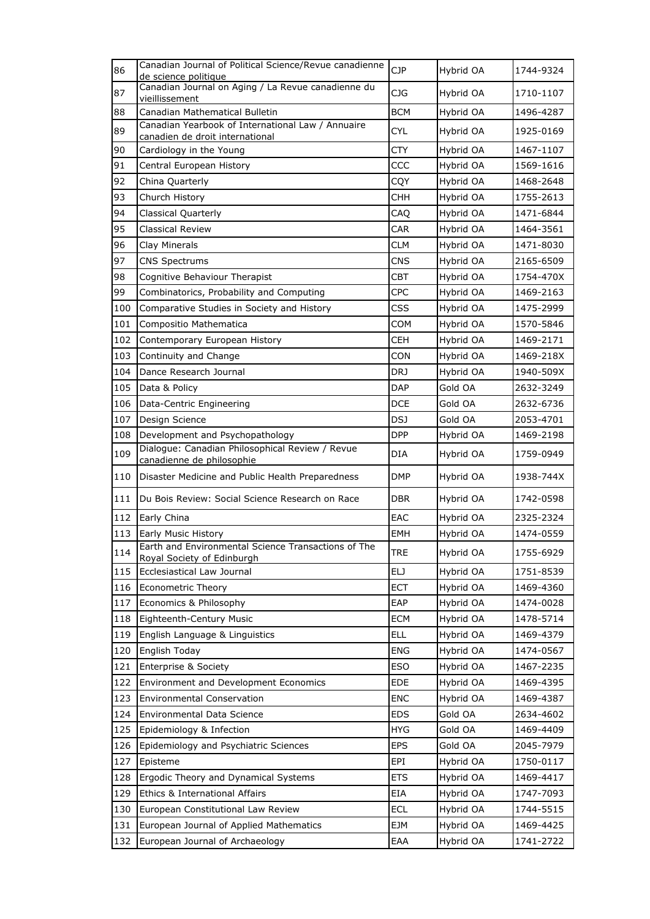| 86 | Canadian Journal of Political Science/Revue canadienne de science politique | CJP | Hybrid OA | 1744-9324 |
|---|---|---|---|---|
| 87 | Canadian Journal on Aging / La Revue canadienne du vieillissement | CJG | Hybrid OA | 1710-1107 |
| 88 | Canadian Mathematical Bulletin | BCM | Hybrid OA | 1496-4287 |
| 89 | Canadian Yearbook of International Law / Annuaire canadien de droit international | CYL | Hybrid OA | 1925-0169 |
| 90 | Cardiology in the Young | CTY | Hybrid OA | 1467-1107 |
| 91 | Central European History | CCC | Hybrid OA | 1569-1616 |
| 92 | China Quarterly | CQY | Hybrid OA | 1468-2648 |
| 93 | Church History | CHH | Hybrid OA | 1755-2613 |
| 94 | Classical Quarterly | CAQ | Hybrid OA | 1471-6844 |
| 95 | Classical Review | CAR | Hybrid OA | 1464-3561 |
| 96 | Clay Minerals | CLM | Hybrid OA | 1471-8030 |
| 97 | CNS Spectrums | CNS | Hybrid OA | 2165-6509 |
| 98 | Cognitive Behaviour Therapist | CBT | Hybrid OA | 1754-470X |
| 99 | Combinatorics, Probability and Computing | CPC | Hybrid OA | 1469-2163 |
| 100 | Comparative Studies in Society and History | CSS | Hybrid OA | 1475-2999 |
| 101 | Compositio Mathematica | COM | Hybrid OA | 1570-5846 |
| 102 | Contemporary European History | CEH | Hybrid OA | 1469-2171 |
| 103 | Continuity and Change | CON | Hybrid OA | 1469-218X |
| 104 | Dance Research Journal | DRJ | Hybrid OA | 1940-509X |
| 105 | Data & Policy | DAP | Gold OA | 2632-3249 |
| 106 | Data-Centric Engineering | DCE | Gold OA | 2632-6736 |
| 107 | Design Science | DSJ | Gold OA | 2053-4701 |
| 108 | Development and Psychopathology | DPP | Hybrid OA | 1469-2198 |
| 109 | Dialogue: Canadian Philosophical Review / Revue canadienne de philosophie | DIA | Hybrid OA | 1759-0949 |
| 110 | Disaster Medicine and Public Health Preparedness | DMP | Hybrid OA | 1938-744X |
| 111 | Du Bois Review: Social Science Research on Race | DBR | Hybrid OA | 1742-0598 |
| 112 | Early China | EAC | Hybrid OA | 2325-2324 |
| 113 | Early Music History | EMH | Hybrid OA | 1474-0559 |
| 114 | Earth and Environmental Science Transactions of The Royal Society of Edinburgh | TRE | Hybrid OA | 1755-6929 |
| 115 | Ecclesiastical Law Journal | ELJ | Hybrid OA | 1751-8539 |
| 116 | Econometric Theory | ECT | Hybrid OA | 1469-4360 |
| 117 | Economics & Philosophy | EAP | Hybrid OA | 1474-0028 |
| 118 | Eighteenth-Century Music | ECM | Hybrid OA | 1478-5714 |
| 119 | English Language & Linguistics | ELL | Hybrid OA | 1469-4379 |
| 120 | English Today | ENG | Hybrid OA | 1474-0567 |
| 121 | Enterprise & Society | ESO | Hybrid OA | 1467-2235 |
| 122 | Environment and Development Economics | EDE | Hybrid OA | 1469-4395 |
| 123 | Environmental Conservation | ENC | Hybrid OA | 1469-4387 |
| 124 | Environmental Data Science | EDS | Gold OA | 2634-4602 |
| 125 | Epidemiology & Infection | HYG | Gold OA | 1469-4409 |
| 126 | Epidemiology and Psychiatric Sciences | EPS | Gold OA | 2045-7979 |
| 127 | Episteme | EPI | Hybrid OA | 1750-0117 |
| 128 | Ergodic Theory and Dynamical Systems | ETS | Hybrid OA | 1469-4417 |
| 129 | Ethics & International Affairs | EIA | Hybrid OA | 1747-7093 |
| 130 | European Constitutional Law Review | ECL | Hybrid OA | 1744-5515 |
| 131 | European Journal of Applied Mathematics | EJM | Hybrid OA | 1469-4425 |
| 132 | European Journal of Archaeology | EAA | Hybrid OA | 1741-2722 |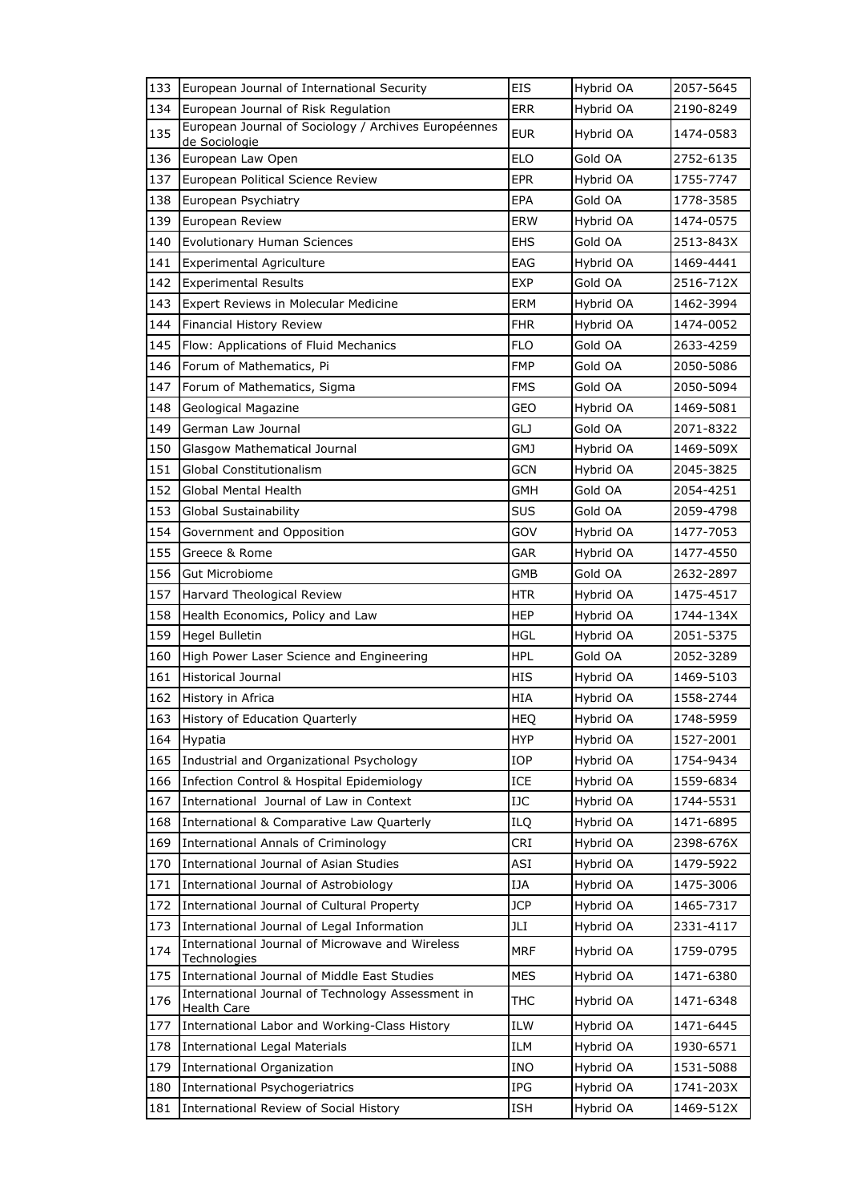| 133 | European Journal of International Security | EIS | Hybrid OA | 2057-5645 |
|---|---|---|---|---|
| 134 | European Journal of Risk Regulation | ERR | Hybrid OA | 2190-8249 |
| 135 | European Journal of Sociology / Archives Européennes de Sociologie | EUR | Hybrid OA | 1474-0583 |
| 136 | European Law Open | ELO | Gold OA | 2752-6135 |
| 137 | European Political Science Review | EPR | Hybrid OA | 1755-7747 |
| 138 | European Psychiatry | EPA | Gold OA | 1778-3585 |
| 139 | European Review | ERW | Hybrid OA | 1474-0575 |
| 140 | Evolutionary Human Sciences | EHS | Gold OA | 2513-843X |
| 141 | Experimental Agriculture | EAG | Hybrid OA | 1469-4441 |
| 142 | Experimental Results | EXP | Gold OA | 2516-712X |
| 143 | Expert Reviews in Molecular Medicine | ERM | Hybrid OA | 1462-3994 |
| 144 | Financial History Review | FHR | Hybrid OA | 1474-0052 |
| 145 | Flow: Applications of Fluid Mechanics | FLO | Gold OA | 2633-4259 |
| 146 | Forum of Mathematics, Pi | FMP | Gold OA | 2050-5086 |
| 147 | Forum of Mathematics, Sigma | FMS | Gold OA | 2050-5094 |
| 148 | Geological Magazine | GEO | Hybrid OA | 1469-5081 |
| 149 | German Law Journal | GLJ | Gold OA | 2071-8322 |
| 150 | Glasgow Mathematical Journal | GMJ | Hybrid OA | 1469-509X |
| 151 | Global Constitutionalism | GCN | Hybrid OA | 2045-3825 |
| 152 | Global Mental Health | GMH | Gold OA | 2054-4251 |
| 153 | Global Sustainability | SUS | Gold OA | 2059-4798 |
| 154 | Government and Opposition | GOV | Hybrid OA | 1477-7053 |
| 155 | Greece & Rome | GAR | Hybrid OA | 1477-4550 |
| 156 | Gut Microbiome | GMB | Gold OA | 2632-2897 |
| 157 | Harvard Theological Review | HTR | Hybrid OA | 1475-4517 |
| 158 | Health Economics, Policy and Law | HEP | Hybrid OA | 1744-134X |
| 159 | Hegel Bulletin | HGL | Hybrid OA | 2051-5375 |
| 160 | High Power Laser Science and Engineering | HPL | Gold OA | 2052-3289 |
| 161 | Historical Journal | HIS | Hybrid OA | 1469-5103 |
| 162 | History in Africa | HIA | Hybrid OA | 1558-2744 |
| 163 | History of Education Quarterly | HEQ | Hybrid OA | 1748-5959 |
| 164 | Hypatia | HYP | Hybrid OA | 1527-2001 |
| 165 | Industrial and Organizational Psychology | IOP | Hybrid OA | 1754-9434 |
| 166 | Infection Control & Hospital Epidemiology | ICE | Hybrid OA | 1559-6834 |
| 167 | International Journal of Law in Context | IJC | Hybrid OA | 1744-5531 |
| 168 | International & Comparative Law Quarterly | ILQ | Hybrid OA | 1471-6895 |
| 169 | International Annals of Criminology | CRI | Hybrid OA | 2398-676X |
| 170 | International Journal of Asian Studies | ASI | Hybrid OA | 1479-5922 |
| 171 | International Journal of Astrobiology | IJA | Hybrid OA | 1475-3006 |
| 172 | International Journal of Cultural Property | JCP | Hybrid OA | 1465-7317 |
| 173 | International Journal of Legal Information | JLI | Hybrid OA | 2331-4117 |
| 174 | International Journal of Microwave and Wireless Technologies | MRF | Hybrid OA | 1759-0795 |
| 175 | International Journal of Middle East Studies | MES | Hybrid OA | 1471-6380 |
| 176 | International Journal of Technology Assessment in Health Care | THC | Hybrid OA | 1471-6348 |
| 177 | International Labor and Working-Class History | ILW | Hybrid OA | 1471-6445 |
| 178 | International Legal Materials | ILM | Hybrid OA | 1930-6571 |
| 179 | International Organization | INO | Hybrid OA | 1531-5088 |
| 180 | International Psychogeriatrics | IPG | Hybrid OA | 1741-203X |
| 181 | International Review of Social History | ISH | Hybrid OA | 1469-512X |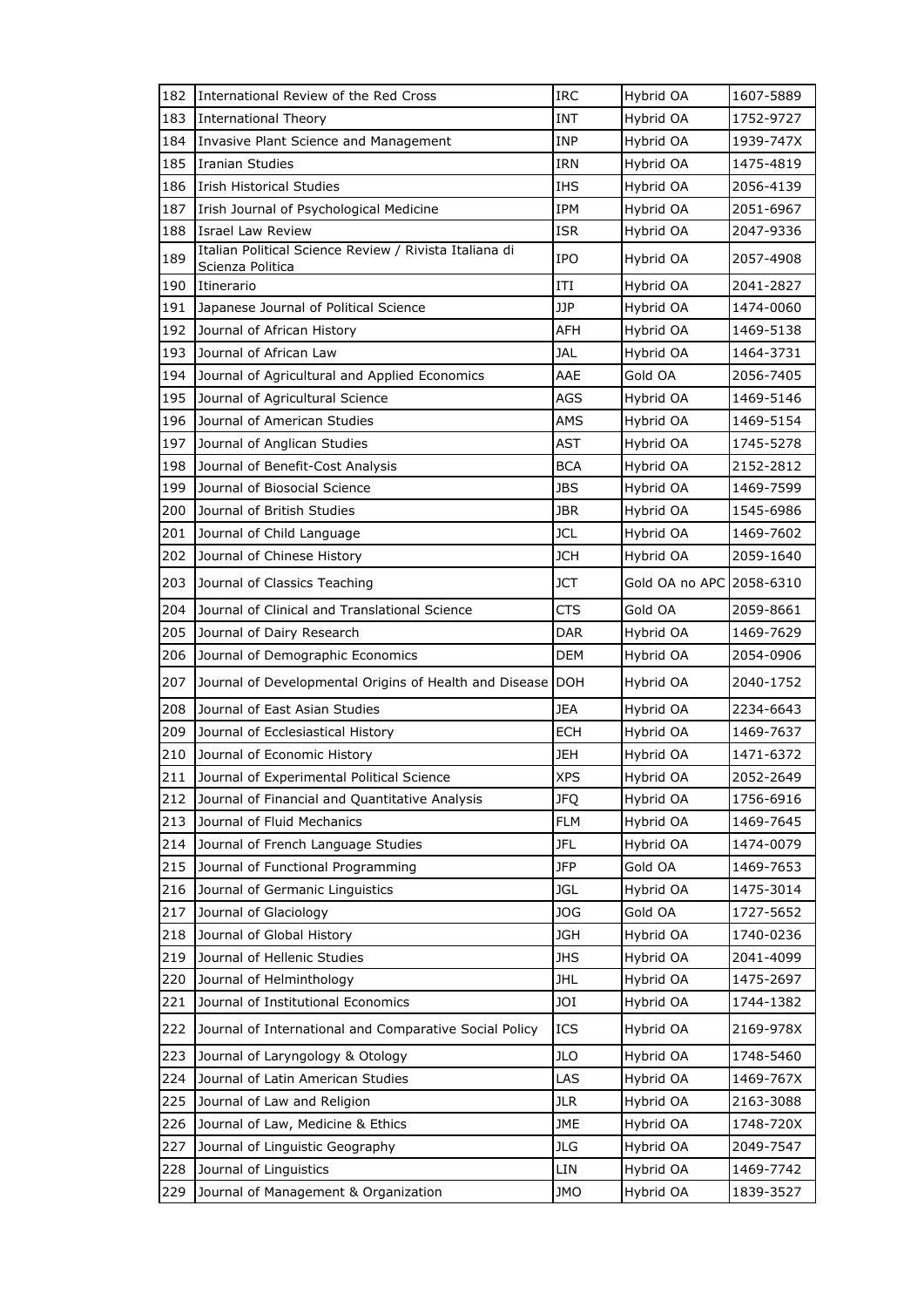| 182 | International Review of the Red Cross | IRC | Hybrid OA | 1607-5889 |
|---|---|---|---|---|
| 183 | International Theory | INT | Hybrid OA | 1752-9727 |
| 184 | Invasive Plant Science and Management | INP | Hybrid OA | 1939-747X |
| 185 | Iranian Studies | IRN | Hybrid OA | 1475-4819 |
| 186 | Irish Historical Studies | IHS | Hybrid OA | 2056-4139 |
| 187 | Irish Journal of Psychological Medicine | IPM | Hybrid OA | 2051-6967 |
| 188 | Israel Law Review | ISR | Hybrid OA | 2047-9336 |
| 189 | Italian Political Science Review / Rivista Italiana di Scienza Politica | IPO | Hybrid OA | 2057-4908 |
| 190 | Itinerario | ITI | Hybrid OA | 2041-2827 |
| 191 | Japanese Journal of Political Science | JJP | Hybrid OA | 1474-0060 |
| 192 | Journal of African History | AFH | Hybrid OA | 1469-5138 |
| 193 | Journal of African Law | JAL | Hybrid OA | 1464-3731 |
| 194 | Journal of Agricultural and Applied Economics | AAE | Gold OA | 2056-7405 |
| 195 | Journal of Agricultural Science | AGS | Hybrid OA | 1469-5146 |
| 196 | Journal of American Studies | AMS | Hybrid OA | 1469-5154 |
| 197 | Journal of Anglican Studies | AST | Hybrid OA | 1745-5278 |
| 198 | Journal of Benefit-Cost Analysis | BCA | Hybrid OA | 2152-2812 |
| 199 | Journal of Biosocial Science | JBS | Hybrid OA | 1469-7599 |
| 200 | Journal of British Studies | JBR | Hybrid OA | 1545-6986 |
| 201 | Journal of Child Language | JCL | Hybrid OA | 1469-7602 |
| 202 | Journal of Chinese History | JCH | Hybrid OA | 2059-1640 |
| 203 | Journal of Classics Teaching | JCT | Gold OA no APC | 2058-6310 |
| 204 | Journal of Clinical and Translational Science | CTS | Gold OA | 2059-8661 |
| 205 | Journal of Dairy Research | DAR | Hybrid OA | 1469-7629 |
| 206 | Journal of Demographic Economics | DEM | Hybrid OA | 2054-0906 |
| 207 | Journal of Developmental Origins of Health and Disease | DOH | Hybrid OA | 2040-1752 |
| 208 | Journal of East Asian Studies | JEA | Hybrid OA | 2234-6643 |
| 209 | Journal of Ecclesiastical History | ECH | Hybrid OA | 1469-7637 |
| 210 | Journal of Economic History | JEH | Hybrid OA | 1471-6372 |
| 211 | Journal of Experimental Political Science | XPS | Hybrid OA | 2052-2649 |
| 212 | Journal of Financial and Quantitative Analysis | JFQ | Hybrid OA | 1756-6916 |
| 213 | Journal of Fluid Mechanics | FLM | Hybrid OA | 1469-7645 |
| 214 | Journal of French Language Studies | JFL | Hybrid OA | 1474-0079 |
| 215 | Journal of Functional Programming | JFP | Gold OA | 1469-7653 |
| 216 | Journal of Germanic Linguistics | JGL | Hybrid OA | 1475-3014 |
| 217 | Journal of Glaciology | JOG | Gold OA | 1727-5652 |
| 218 | Journal of Global History | JGH | Hybrid OA | 1740-0236 |
| 219 | Journal of Hellenic Studies | JHS | Hybrid OA | 2041-4099 |
| 220 | Journal of Helminthology | JHL | Hybrid OA | 1475-2697 |
| 221 | Journal of Institutional Economics | JOI | Hybrid OA | 1744-1382 |
| 222 | Journal of International and Comparative Social Policy | ICS | Hybrid OA | 2169-978X |
| 223 | Journal of Laryngology & Otology | JLO | Hybrid OA | 1748-5460 |
| 224 | Journal of Latin American Studies | LAS | Hybrid OA | 1469-767X |
| 225 | Journal of Law and Religion | JLR | Hybrid OA | 2163-3088 |
| 226 | Journal of Law, Medicine & Ethics | JME | Hybrid OA | 1748-720X |
| 227 | Journal of Linguistic Geography | JLG | Hybrid OA | 2049-7547 |
| 228 | Journal of Linguistics | LIN | Hybrid OA | 1469-7742 |
| 229 | Journal of Management & Organization | JMO | Hybrid OA | 1839-3527 |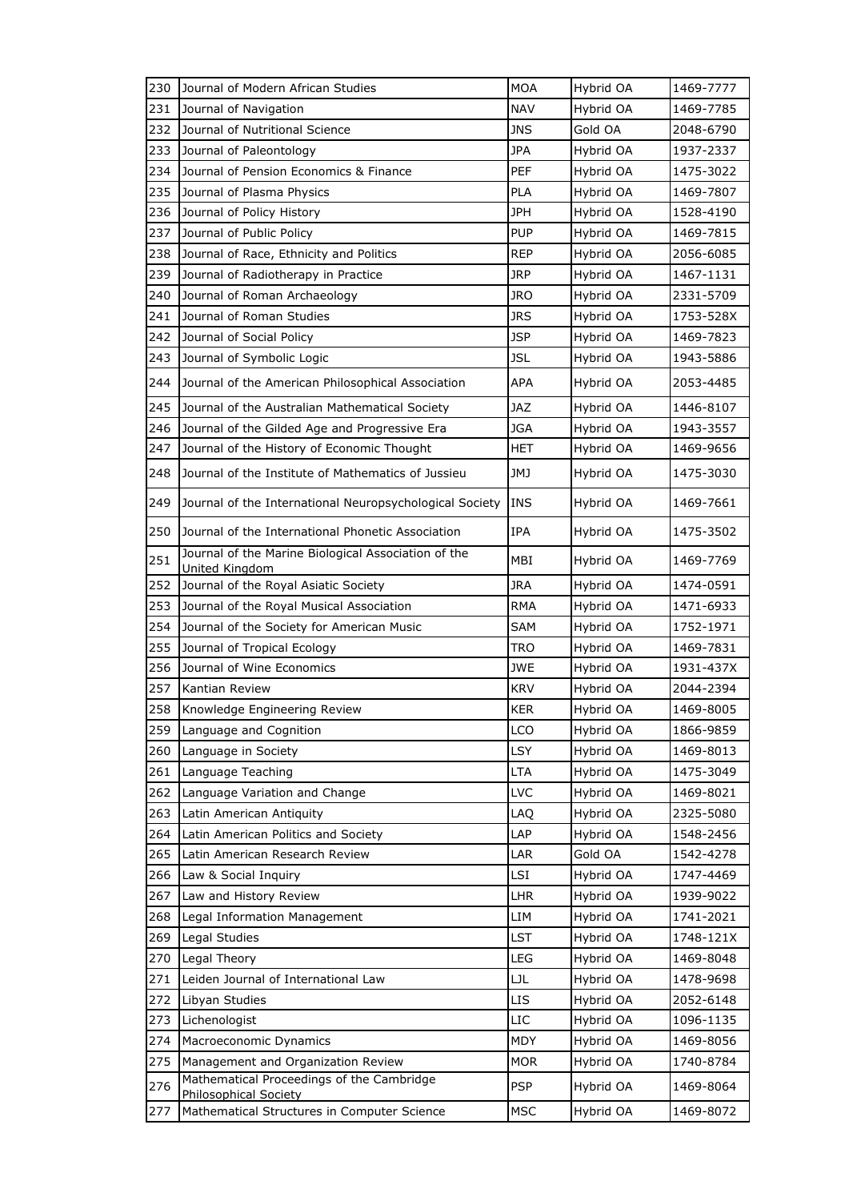| 230 | Journal of Modern African Studies | MOA | Hybrid OA | 1469-7777 |
|---|---|---|---|---|
| 231 | Journal of Navigation | NAV | Hybrid OA | 1469-7785 |
| 232 | Journal of Nutritional Science | JNS | Gold OA | 2048-6790 |
| 233 | Journal of Paleontology | JPA | Hybrid OA | 1937-2337 |
| 234 | Journal of Pension Economics & Finance | PEF | Hybrid OA | 1475-3022 |
| 235 | Journal of Plasma Physics | PLA | Hybrid OA | 1469-7807 |
| 236 | Journal of Policy History | JPH | Hybrid OA | 1528-4190 |
| 237 | Journal of Public Policy | PUP | Hybrid OA | 1469-7815 |
| 238 | Journal of Race, Ethnicity and Politics | REP | Hybrid OA | 2056-6085 |
| 239 | Journal of Radiotherapy in Practice | JRP | Hybrid OA | 1467-1131 |
| 240 | Journal of Roman Archaeology | JRO | Hybrid OA | 2331-5709 |
| 241 | Journal of Roman Studies | JRS | Hybrid OA | 1753-528X |
| 242 | Journal of Social Policy | JSP | Hybrid OA | 1469-7823 |
| 243 | Journal of Symbolic Logic | JSL | Hybrid OA | 1943-5886 |
| 244 | Journal of the American Philosophical Association | APA | Hybrid OA | 2053-4485 |
| 245 | Journal of the Australian Mathematical Society | JAZ | Hybrid OA | 1446-8107 |
| 246 | Journal of the Gilded Age and Progressive Era | JGA | Hybrid OA | 1943-3557 |
| 247 | Journal of the History of Economic Thought | HET | Hybrid OA | 1469-9656 |
| 248 | Journal of the Institute of Mathematics of Jussieu | JMJ | Hybrid OA | 1475-3030 |
| 249 | Journal of the International Neuropsychological Society | INS | Hybrid OA | 1469-7661 |
| 250 | Journal of the International Phonetic Association | IPA | Hybrid OA | 1475-3502 |
| 251 | Journal of the Marine Biological Association of the United Kingdom | MBI | Hybrid OA | 1469-7769 |
| 252 | Journal of the Royal Asiatic Society | JRA | Hybrid OA | 1474-0591 |
| 253 | Journal of the Royal Musical Association | RMA | Hybrid OA | 1471-6933 |
| 254 | Journal of the Society for American Music | SAM | Hybrid OA | 1752-1971 |
| 255 | Journal of Tropical Ecology | TRO | Hybrid OA | 1469-7831 |
| 256 | Journal of Wine Economics | JWE | Hybrid OA | 1931-437X |
| 257 | Kantian Review | KRV | Hybrid OA | 2044-2394 |
| 258 | Knowledge Engineering Review | KER | Hybrid OA | 1469-8005 |
| 259 | Language and Cognition | LCO | Hybrid OA | 1866-9859 |
| 260 | Language in Society | LSY | Hybrid OA | 1469-8013 |
| 261 | Language Teaching | LTA | Hybrid OA | 1475-3049 |
| 262 | Language Variation and Change | LVC | Hybrid OA | 1469-8021 |
| 263 | Latin American Antiquity | LAQ | Hybrid OA | 2325-5080 |
| 264 | Latin American Politics and Society | LAP | Hybrid OA | 1548-2456 |
| 265 | Latin American Research Review | LAR | Gold OA | 1542-4278 |
| 266 | Law & Social Inquiry | LSI | Hybrid OA | 1747-4469 |
| 267 | Law and History Review | LHR | Hybrid OA | 1939-9022 |
| 268 | Legal Information Management | LIM | Hybrid OA | 1741-2021 |
| 269 | Legal Studies | LST | Hybrid OA | 1748-121X |
| 270 | Legal Theory | LEG | Hybrid OA | 1469-8048 |
| 271 | Leiden Journal of International Law | LJL | Hybrid OA | 1478-9698 |
| 272 | Libyan Studies | LIS | Hybrid OA | 2052-6148 |
| 273 | Lichenologist | LIC | Hybrid OA | 1096-1135 |
| 274 | Macroeconomic Dynamics | MDY | Hybrid OA | 1469-8056 |
| 275 | Management and Organization Review | MOR | Hybrid OA | 1740-8784 |
| 276 | Mathematical Proceedings of the Cambridge Philosophical Society | PSP | Hybrid OA | 1469-8064 |
| 277 | Mathematical Structures in Computer Science | MSC | Hybrid OA | 1469-8072 |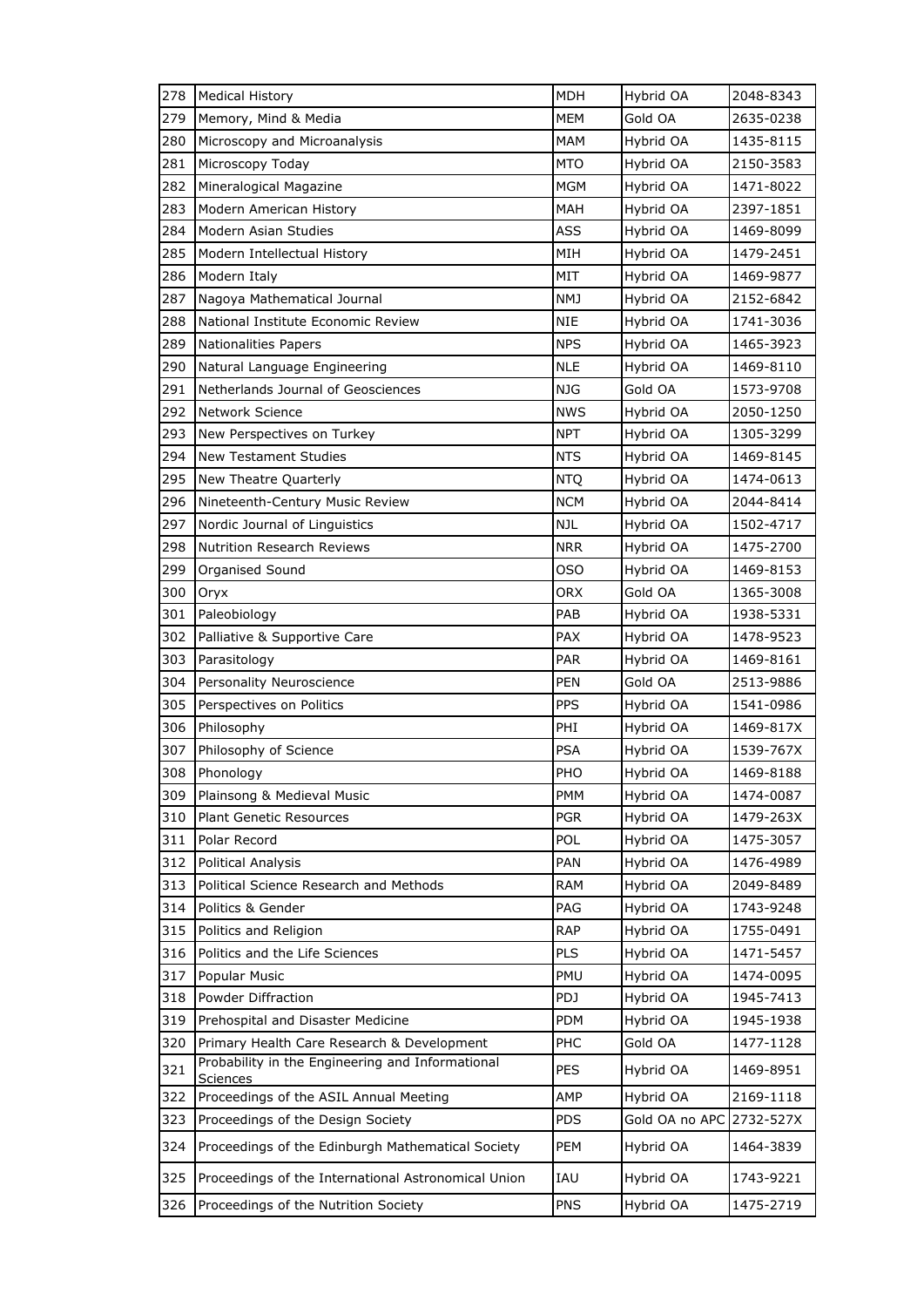| 278 | Medical History | MDH | Hybrid OA | 2048-8343 |
|---|---|---|---|---|
| 279 | Memory, Mind & Media | MEM | Gold OA | 2635-0238 |
| 280 | Microscopy and Microanalysis | MAM | Hybrid OA | 1435-8115 |
| 281 | Microscopy Today | MTO | Hybrid OA | 2150-3583 |
| 282 | Mineralogical Magazine | MGM | Hybrid OA | 1471-8022 |
| 283 | Modern American History | MAH | Hybrid OA | 2397-1851 |
| 284 | Modern Asian Studies | ASS | Hybrid OA | 1469-8099 |
| 285 | Modern Intellectual History | MIH | Hybrid OA | 1479-2451 |
| 286 | Modern Italy | MIT | Hybrid OA | 1469-9877 |
| 287 | Nagoya Mathematical Journal | NMJ | Hybrid OA | 2152-6842 |
| 288 | National Institute Economic Review | NIE | Hybrid OA | 1741-3036 |
| 289 | Nationalities Papers | NPS | Hybrid OA | 1465-3923 |
| 290 | Natural Language Engineering | NLE | Hybrid OA | 1469-8110 |
| 291 | Netherlands Journal of Geosciences | NJG | Gold OA | 1573-9708 |
| 292 | Network Science | NWS | Hybrid OA | 2050-1250 |
| 293 | New Perspectives on Turkey | NPT | Hybrid OA | 1305-3299 |
| 294 | New Testament Studies | NTS | Hybrid OA | 1469-8145 |
| 295 | New Theatre Quarterly | NTQ | Hybrid OA | 1474-0613 |
| 296 | Nineteenth-Century Music Review | NCM | Hybrid OA | 2044-8414 |
| 297 | Nordic Journal of Linguistics | NJL | Hybrid OA | 1502-4717 |
| 298 | Nutrition Research Reviews | NRR | Hybrid OA | 1475-2700 |
| 299 | Organised Sound | OSO | Hybrid OA | 1469-8153 |
| 300 | Oryx | ORX | Gold OA | 1365-3008 |
| 301 | Paleobiology | PAB | Hybrid OA | 1938-5331 |
| 302 | Palliative & Supportive Care | PAX | Hybrid OA | 1478-9523 |
| 303 | Parasitology | PAR | Hybrid OA | 1469-8161 |
| 304 | Personality Neuroscience | PEN | Gold OA | 2513-9886 |
| 305 | Perspectives on Politics | PPS | Hybrid OA | 1541-0986 |
| 306 | Philosophy | PHI | Hybrid OA | 1469-817X |
| 307 | Philosophy of Science | PSA | Hybrid OA | 1539-767X |
| 308 | Phonology | PHO | Hybrid OA | 1469-8188 |
| 309 | Plainsong & Medieval Music | PMM | Hybrid OA | 1474-0087 |
| 310 | Plant Genetic Resources | PGR | Hybrid OA | 1479-263X |
| 311 | Polar Record | POL | Hybrid OA | 1475-3057 |
| 312 | Political Analysis | PAN | Hybrid OA | 1476-4989 |
| 313 | Political Science Research and Methods | RAM | Hybrid OA | 2049-8489 |
| 314 | Politics & Gender | PAG | Hybrid OA | 1743-9248 |
| 315 | Politics and Religion | RAP | Hybrid OA | 1755-0491 |
| 316 | Politics and the Life Sciences | PLS | Hybrid OA | 1471-5457 |
| 317 | Popular Music | PMU | Hybrid OA | 1474-0095 |
| 318 | Powder Diffraction | PDJ | Hybrid OA | 1945-7413 |
| 319 | Prehospital and Disaster Medicine | PDM | Hybrid OA | 1945-1938 |
| 320 | Primary Health Care Research & Development | PHC | Gold OA | 1477-1128 |
| 321 | Probability in the Engineering and Informational Sciences | PES | Hybrid OA | 1469-8951 |
| 322 | Proceedings of the ASIL Annual Meeting | AMP | Hybrid OA | 2169-1118 |
| 323 | Proceedings of the Design Society | PDS | Gold OA no APC | 2732-527X |
| 324 | Proceedings of the Edinburgh Mathematical Society | PEM | Hybrid OA | 1464-3839 |
| 325 | Proceedings of the International Astronomical Union | IAU | Hybrid OA | 1743-9221 |
| 326 | Proceedings of the Nutrition Society | PNS | Hybrid OA | 1475-2719 |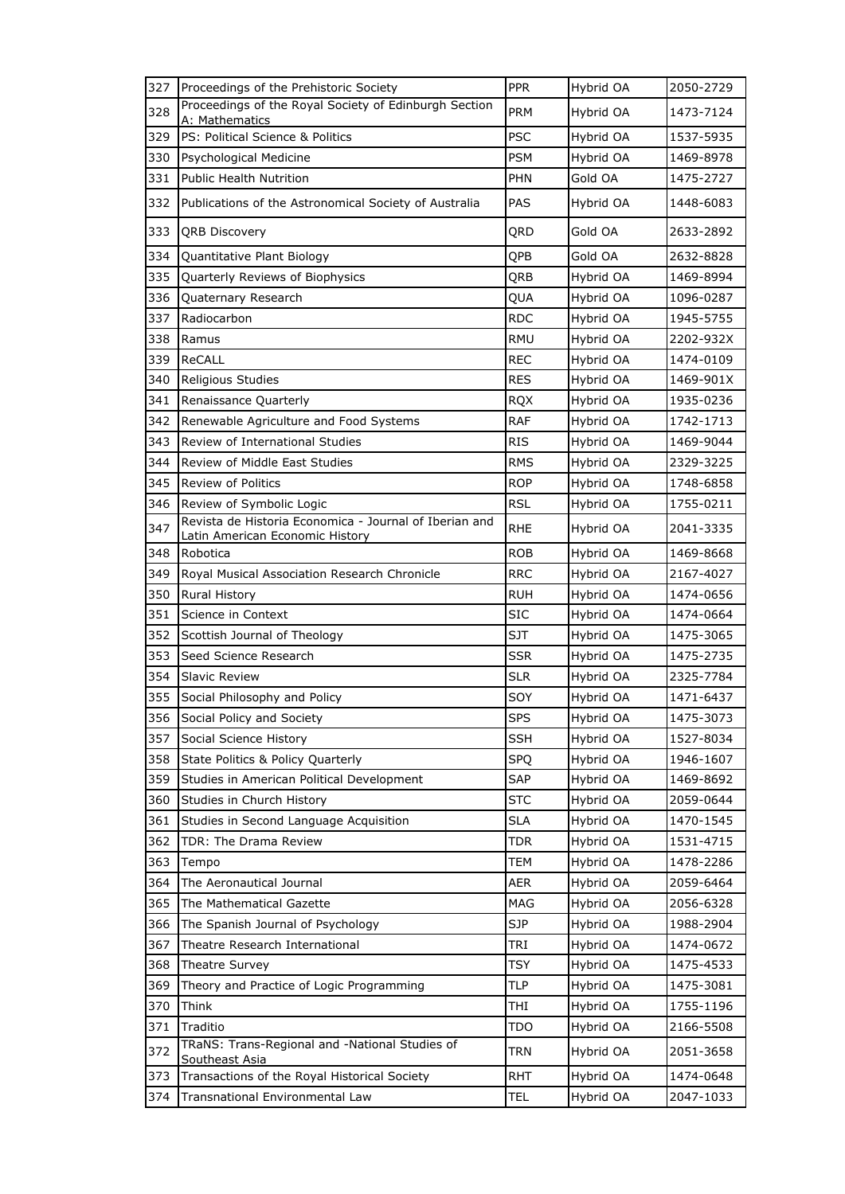| 327 | Proceedings of the Prehistoric Society | PPR | Hybrid OA | 2050-2729 |
|---|---|---|---|---|
| 328 | Proceedings of the Royal Society of Edinburgh Section A: Mathematics | PRM | Hybrid OA | 1473-7124 |
| 329 | PS: Political Science & Politics | PSC | Hybrid OA | 1537-5935 |
| 330 | Psychological Medicine | PSM | Hybrid OA | 1469-8978 |
| 331 | Public Health Nutrition | PHN | Gold OA | 1475-2727 |
| 332 | Publications of the Astronomical Society of Australia | PAS | Hybrid OA | 1448-6083 |
| 333 | QRB Discovery | QRD | Gold OA | 2633-2892 |
| 334 | Quantitative Plant Biology | QPB | Gold OA | 2632-8828 |
| 335 | Quarterly Reviews of Biophysics | QRB | Hybrid OA | 1469-8994 |
| 336 | Quaternary Research | QUA | Hybrid OA | 1096-0287 |
| 337 | Radiocarbon | RDC | Hybrid OA | 1945-5755 |
| 338 | Ramus | RMU | Hybrid OA | 2202-932X |
| 339 | ReCALL | REC | Hybrid OA | 1474-0109 |
| 340 | Religious Studies | RES | Hybrid OA | 1469-901X |
| 341 | Renaissance Quarterly | RQX | Hybrid OA | 1935-0236 |
| 342 | Renewable Agriculture and Food Systems | RAF | Hybrid OA | 1742-1713 |
| 343 | Review of International Studies | RIS | Hybrid OA | 1469-9044 |
| 344 | Review of Middle East Studies | RMS | Hybrid OA | 2329-3225 |
| 345 | Review of Politics | ROP | Hybrid OA | 1748-6858 |
| 346 | Review of Symbolic Logic | RSL | Hybrid OA | 1755-0211 |
| 347 | Revista de Historia Economica - Journal of Iberian and Latin American Economic History | RHE | Hybrid OA | 2041-3335 |
| 348 | Robotica | ROB | Hybrid OA | 1469-8668 |
| 349 | Royal Musical Association Research Chronicle | RRC | Hybrid OA | 2167-4027 |
| 350 | Rural History | RUH | Hybrid OA | 1474-0656 |
| 351 | Science in Context | SIC | Hybrid OA | 1474-0664 |
| 352 | Scottish Journal of Theology | SJT | Hybrid OA | 1475-3065 |
| 353 | Seed Science Research | SSR | Hybrid OA | 1475-2735 |
| 354 | Slavic Review | SLR | Hybrid OA | 2325-7784 |
| 355 | Social Philosophy and Policy | SOY | Hybrid OA | 1471-6437 |
| 356 | Social Policy and Society | SPS | Hybrid OA | 1475-3073 |
| 357 | Social Science History | SSH | Hybrid OA | 1527-8034 |
| 358 | State Politics & Policy Quarterly | SPQ | Hybrid OA | 1946-1607 |
| 359 | Studies in American Political Development | SAP | Hybrid OA | 1469-8692 |
| 360 | Studies in Church History | STC | Hybrid OA | 2059-0644 |
| 361 | Studies in Second Language Acquisition | SLA | Hybrid OA | 1470-1545 |
| 362 | TDR: The Drama Review | TDR | Hybrid OA | 1531-4715 |
| 363 | Tempo | TEM | Hybrid OA | 1478-2286 |
| 364 | The Aeronautical Journal | AER | Hybrid OA | 2059-6464 |
| 365 | The Mathematical Gazette | MAG | Hybrid OA | 2056-6328 |
| 366 | The Spanish Journal of Psychology | SJP | Hybrid OA | 1988-2904 |
| 367 | Theatre Research International | TRI | Hybrid OA | 1474-0672 |
| 368 | Theatre Survey | TSY | Hybrid OA | 1475-4533 |
| 369 | Theory and Practice of Logic Programming | TLP | Hybrid OA | 1475-3081 |
| 370 | Think | THI | Hybrid OA | 1755-1196 |
| 371 | Traditio | TDO | Hybrid OA | 2166-5508 |
| 372 | TRaNS: Trans-Regional and -National Studies of Southeast Asia | TRN | Hybrid OA | 2051-3658 |
| 373 | Transactions of the Royal Historical Society | RHT | Hybrid OA | 1474-0648 |
| 374 | Transnational Environmental Law | TEL | Hybrid OA | 2047-1033 |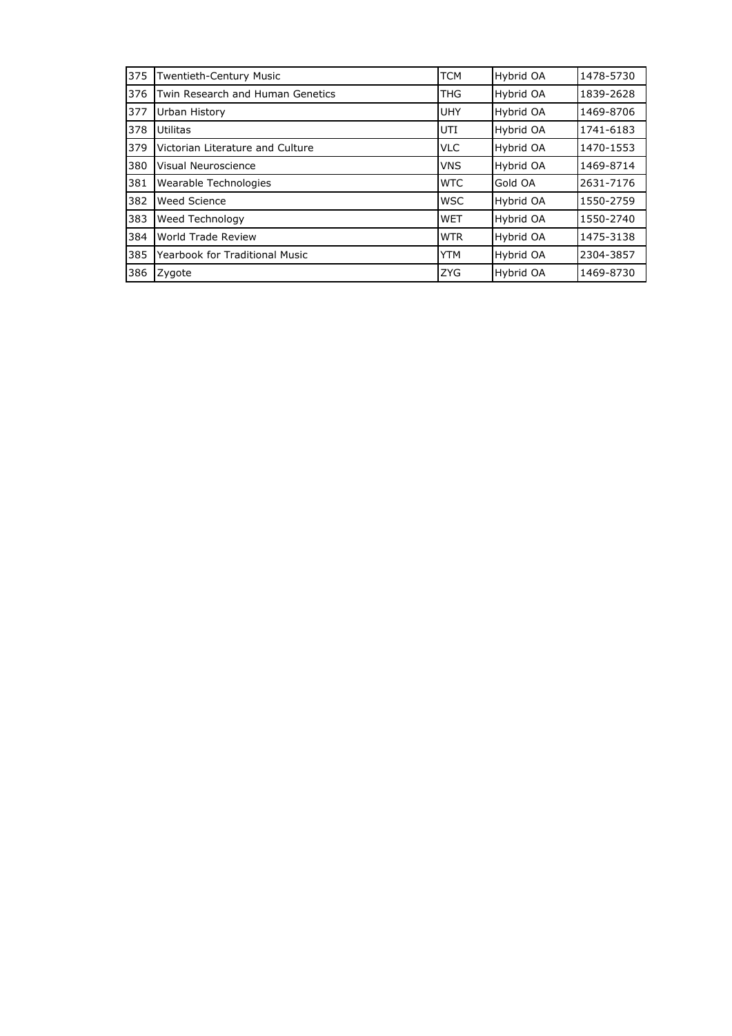| 375 | Twentieth-Century Music | TCM | Hybrid OA | 1478-5730 |
|---|---|---|---|---|
| 376 | Twin Research and Human Genetics | THG | Hybrid OA | 1839-2628 |
| 377 | Urban History | UHY | Hybrid OA | 1469-8706 |
| 378 | Utilitas | UTI | Hybrid OA | 1741-6183 |
| 379 | Victorian Literature and Culture | VLC | Hybrid OA | 1470-1553 |
| 380 | Visual Neuroscience | VNS | Hybrid OA | 1469-8714 |
| 381 | Wearable Technologies | WTC | Gold OA | 2631-7176 |
| 382 | Weed Science | WSC | Hybrid OA | 1550-2759 |
| 383 | Weed Technology | WET | Hybrid OA | 1550-2740 |
| 384 | World Trade Review | WTR | Hybrid OA | 1475-3138 |
| 385 | Yearbook for Traditional Music | YTM | Hybrid OA | 2304-3857 |
| 386 | Zygote | ZYG | Hybrid OA | 1469-8730 |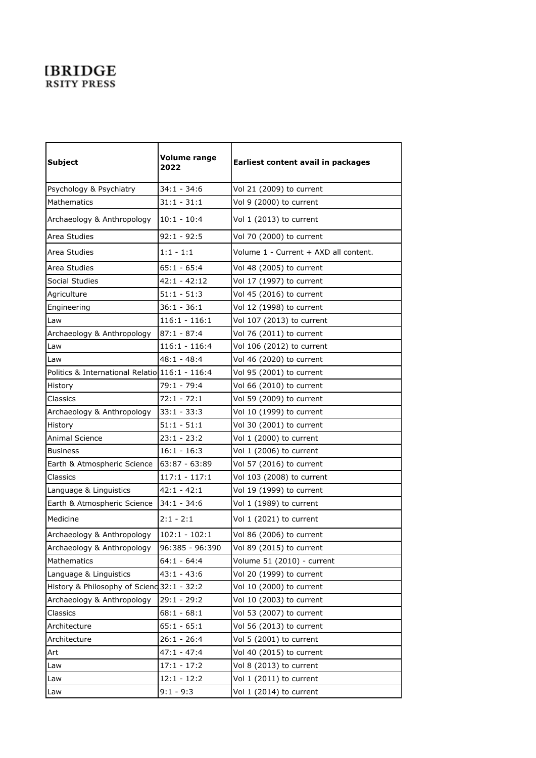IBRIDGE
RSITY PRESS

| Subject | Volume range 2022 | Earliest content avail in packages |
|---|---|---|
| Psychology & Psychiatry | 34:1 - 34:6 | Vol 21 (2009) to current |
| Mathematics | 31:1 - 31:1 | Vol 9 (2000) to current |
| Archaeology & Anthropology | 10:1 - 10:4 | Vol 1 (2013) to current |
| Area Studies | 92:1 - 92:5 | Vol 70 (2000) to current |
| Area Studies | 1:1 - 1:1 | Volume 1 - Current + AXD all content. |
| Area Studies | 65:1 - 65:4 | Vol 48 (2005) to current |
| Social Studies | 42:1 - 42:12 | Vol 17 (1997) to current |
| Agriculture | 51:1 - 51:3 | Vol 45 (2016) to current |
| Engineering | 36:1 - 36:1 | Vol 12 (1998) to current |
| Law | 116:1 - 116:1 | Vol 107 (2013) to current |
| Archaeology & Anthropology | 87:1 - 87:4 | Vol 76 (2011) to current |
| Law | 116:1 - 116:4 | Vol 106 (2012) to current |
| Law | 48:1 - 48:4 | Vol 46 (2020) to current |
| Politics & International Relatio | 116:1 - 116:4 | Vol 95 (2001) to current |
| History | 79:1 - 79:4 | Vol 66 (2010) to current |
| Classics | 72:1 - 72:1 | Vol 59 (2009) to current |
| Archaeology & Anthropology | 33:1 - 33:3 | Vol 10 (1999) to current |
| History | 51:1 - 51:1 | Vol 30 (2001) to current |
| Animal Science | 23:1 - 23:2 | Vol 1 (2000) to current |
| Business | 16:1 - 16:3 | Vol 1 (2006) to current |
| Earth & Atmospheric Science | 63:87 - 63:89 | Vol 57 (2016) to current |
| Classics | 117:1 - 117:1 | Vol 103 (2008) to current |
| Language & Linguistics | 42:1 - 42:1 | Vol 19 (1999) to current |
| Earth & Atmospheric Science | 34:1 - 34:6 | Vol 1 (1989) to current |
| Medicine | 2:1 - 2:1 | Vol 1 (2021) to current |
| Archaeology & Anthropology | 102:1 - 102:1 | Vol 86 (2006) to current |
| Archaeology & Anthropology | 96:385 - 96:390 | Vol 89 (2015) to current |
| Mathematics | 64:1 - 64:4 | Volume 51 (2010) - current |
| Language & Linguistics | 43:1 - 43:6 | Vol 20 (1999) to current |
| History & Philosophy of Scienc | 32:1 - 32:2 | Vol 10 (2000) to current |
| Archaeology & Anthropology | 29:1 - 29:2 | Vol 10 (2003) to current |
| Classics | 68:1 - 68:1 | Vol 53 (2007) to current |
| Architecture | 65:1 - 65:1 | Vol 56 (2013) to current |
| Architecture | 26:1 - 26:4 | Vol 5 (2001) to current |
| Art | 47:1 - 47:4 | Vol 40 (2015) to current |
| Law | 17:1 - 17:2 | Vol 8 (2013) to current |
| Law | 12:1 - 12:2 | Vol 1 (2011) to current |
| Law | 9:1 - 9:3 | Vol 1 (2014) to current |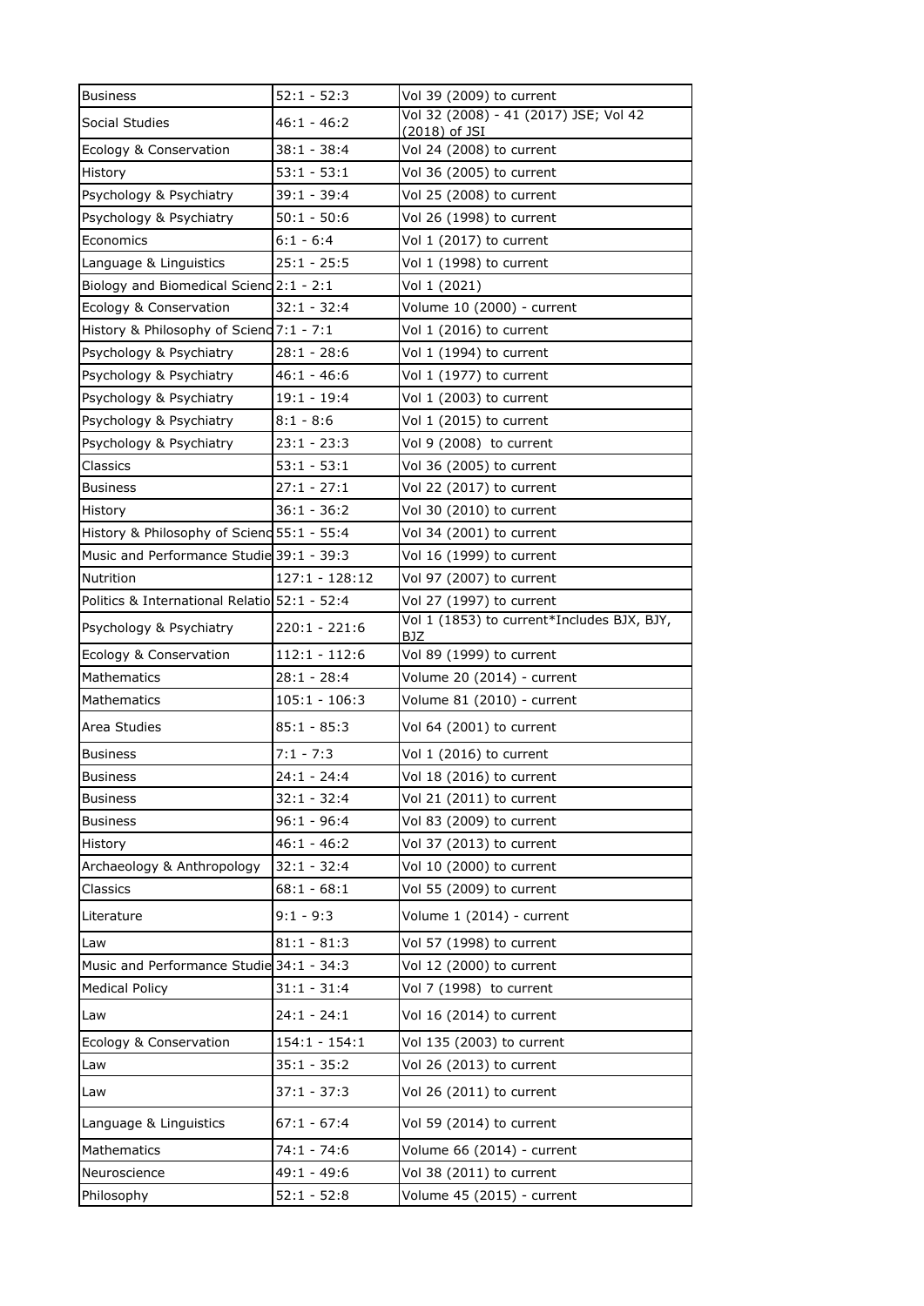| Business | 52:1 - 52:3 | Vol 39 (2009) to current |
|---|---|---|
| Social Studies | 46:1 - 46:2 | Vol 32 (2008) - 41 (2017) JSE; Vol 42 (2018) of JSI |
| Ecology & Conservation | 38:1 - 38:4 | Vol 24 (2008) to current |
| History | 53:1 - 53:1 | Vol 36 (2005) to current |
| Psychology & Psychiatry | 39:1 - 39:4 | Vol 25 (2008) to current |
| Psychology & Psychiatry | 50:1 - 50:6 | Vol 26 (1998) to current |
| Economics | 6:1 - 6:4 | Vol 1 (2017) to current |
| Language & Linguistics | 25:1 - 25:5 | Vol 1 (1998) to current |
| Biology and Biomedical Scienc | 2:1 - 2:1 | Vol 1 (2021) |
| Ecology & Conservation | 32:1 - 32:4 | Volume 10 (2000) - current |
| History & Philosophy of Scienc | 7:1 - 7:1 | Vol 1 (2016) to current |
| Psychology & Psychiatry | 28:1 - 28:6 | Vol 1 (1994) to current |
| Psychology & Psychiatry | 46:1 - 46:6 | Vol 1 (1977) to current |
| Psychology & Psychiatry | 19:1 - 19:4 | Vol 1 (2003) to current |
| Psychology & Psychiatry | 8:1 - 8:6 | Vol 1 (2015) to current |
| Psychology & Psychiatry | 23:1 - 23:3 | Vol 9 (2008) to current |
| Classics | 53:1 - 53:1 | Vol 36 (2005) to current |
| Business | 27:1 - 27:1 | Vol 22 (2017) to current |
| History | 36:1 - 36:2 | Vol 30 (2010) to current |
| History & Philosophy of Scienc | 55:1 - 55:4 | Vol 34 (2001) to current |
| Music and Performance Studie | 39:1 - 39:3 | Vol 16 (1999) to current |
| Nutrition | 127:1 - 128:12 | Vol 97 (2007) to current |
| Politics & International Relatio | 52:1 - 52:4 | Vol 27 (1997) to current |
| Psychology & Psychiatry | 220:1 - 221:6 | Vol 1 (1853) to current*Includes BJX, BJY, BJZ |
| Ecology & Conservation | 112:1 - 112:6 | Vol 89 (1999) to current |
| Mathematics | 28:1 - 28:4 | Volume 20 (2014) - current |
| Mathematics | 105:1 - 106:3 | Volume 81 (2010) - current |
| Area Studies | 85:1 - 85:3 | Vol 64 (2001) to current |
| Business | 7:1 - 7:3 | Vol 1 (2016) to current |
| Business | 24:1 - 24:4 | Vol 18 (2016) to current |
| Business | 32:1 - 32:4 | Vol 21 (2011) to current |
| Business | 96:1 - 96:4 | Vol 83 (2009) to current |
| History | 46:1 - 46:2 | Vol 37 (2013) to current |
| Archaeology & Anthropology | 32:1 - 32:4 | Vol 10 (2000) to current |
| Classics | 68:1 - 68:1 | Vol 55 (2009) to current |
| Literature | 9:1 - 9:3 | Volume 1 (2014) - current |
| Law | 81:1 - 81:3 | Vol 57 (1998) to current |
| Music and Performance Studie | 34:1 - 34:3 | Vol 12 (2000) to current |
| Medical Policy | 31:1 - 31:4 | Vol 7 (1998) to current |
| Law | 24:1 - 24:1 | Vol 16 (2014) to current |
| Ecology & Conservation | 154:1 - 154:1 | Vol 135 (2003) to current |
| Law | 35:1 - 35:2 | Vol 26 (2013) to current |
| Law | 37:1 - 37:3 | Vol 26 (2011) to current |
| Language & Linguistics | 67:1 - 67:4 | Vol 59 (2014) to current |
| Mathematics | 74:1 - 74:6 | Volume 66 (2014) - current |
| Neuroscience | 49:1 - 49:6 | Vol 38 (2011) to current |
| Philosophy | 52:1 - 52:8 | Volume 45 (2015) - current |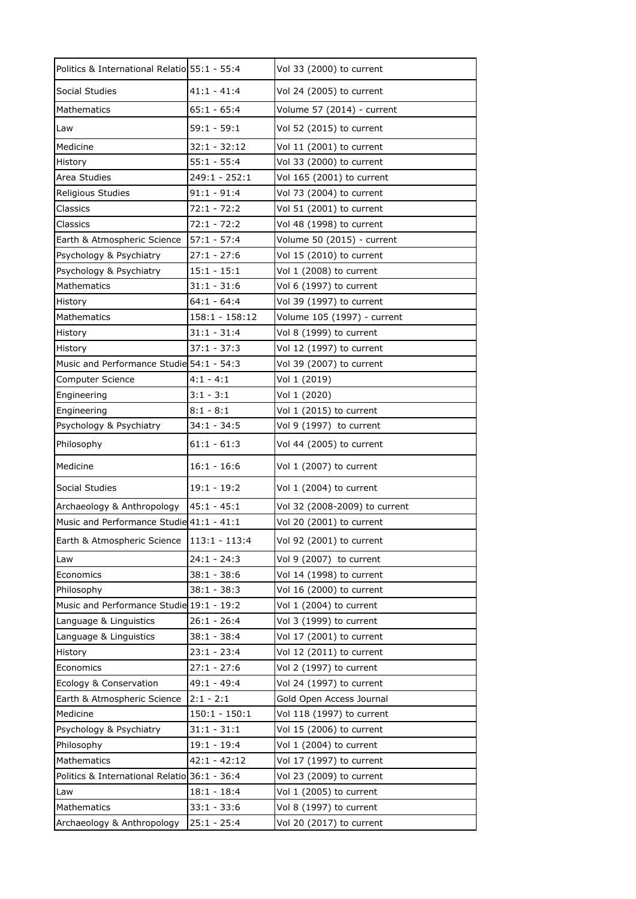| Politics & International Relatio | 55:1 - 55:4 | Vol 33 (2000) to current |
|---|---|---|
| Social Studies | 41:1 - 41:4 | Vol 24 (2005) to current |
| Mathematics | 65:1 - 65:4 | Volume 57 (2014) - current |
| Law | 59:1 - 59:1 | Vol 52 (2015) to current |
| Medicine | 32:1 - 32:12 | Vol 11 (2001) to current |
| History | 55:1 - 55:4 | Vol 33 (2000) to current |
| Area Studies | 249:1 - 252:1 | Vol 165 (2001) to current |
| Religious Studies | 91:1 - 91:4 | Vol 73 (2004) to current |
| Classics | 72:1 - 72:2 | Vol 51 (2001) to current |
| Classics | 72:1 - 72:2 | Vol 48 (1998) to current |
| Earth & Atmospheric Science | 57:1 - 57:4 | Volume 50 (2015) - current |
| Psychology & Psychiatry | 27:1 - 27:6 | Vol 15 (2010) to current |
| Psychology & Psychiatry | 15:1 - 15:1 | Vol 1 (2008) to current |
| Mathematics | 31:1 - 31:6 | Vol 6 (1997) to current |
| History | 64:1 - 64:4 | Vol 39 (1997) to current |
| Mathematics | 158:1 - 158:12 | Volume 105 (1997) - current |
| History | 31:1 - 31:4 | Vol 8 (1999) to current |
| History | 37:1 - 37:3 | Vol 12 (1997) to current |
| Music and Performance Studie | 54:1 - 54:3 | Vol 39 (2007) to current |
| Computer Science | 4:1 - 4:1 | Vol 1 (2019) |
| Engineering | 3:1 - 3:1 | Vol 1 (2020) |
| Engineering | 8:1 - 8:1 | Vol 1 (2015) to current |
| Psychology & Psychiatry | 34:1 - 34:5 | Vol 9 (1997) to current |
| Philosophy | 61:1 - 61:3 | Vol 44 (2005) to current |
| Medicine | 16:1 - 16:6 | Vol 1 (2007) to current |
| Social Studies | 19:1 - 19:2 | Vol 1 (2004) to current |
| Archaeology & Anthropology | 45:1 - 45:1 | Vol 32 (2008-2009) to current |
| Music and Performance Studie | 41:1 - 41:1 | Vol 20 (2001) to current |
| Earth & Atmospheric Science | 113:1 - 113:4 | Vol 92 (2001) to current |
| Law | 24:1 - 24:3 | Vol 9 (2007) to current |
| Economics | 38:1 - 38:6 | Vol 14 (1998) to current |
| Philosophy | 38:1 - 38:3 | Vol 16 (2000) to current |
| Music and Performance Studie | 19:1 - 19:2 | Vol 1 (2004) to current |
| Language & Linguistics | 26:1 - 26:4 | Vol 3 (1999) to current |
| Language & Linguistics | 38:1 - 38:4 | Vol 17 (2001) to current |
| History | 23:1 - 23:4 | Vol 12 (2011) to current |
| Economics | 27:1 - 27:6 | Vol 2 (1997) to current |
| Ecology & Conservation | 49:1 - 49:4 | Vol 24 (1997) to current |
| Earth & Atmospheric Science | 2:1 - 2:1 | Gold Open Access Journal |
| Medicine | 150:1 - 150:1 | Vol 118 (1997) to current |
| Psychology & Psychiatry | 31:1 - 31:1 | Vol 15 (2006) to current |
| Philosophy | 19:1 - 19:4 | Vol 1 (2004) to current |
| Mathematics | 42:1 - 42:12 | Vol 17 (1997) to current |
| Politics & International Relatio | 36:1 - 36:4 | Vol 23 (2009) to current |
| Law | 18:1 - 18:4 | Vol 1 (2005) to current |
| Mathematics | 33:1 - 33:6 | Vol 8 (1997) to current |
| Archaeology & Anthropology | 25:1 - 25:4 | Vol 20 (2017) to current |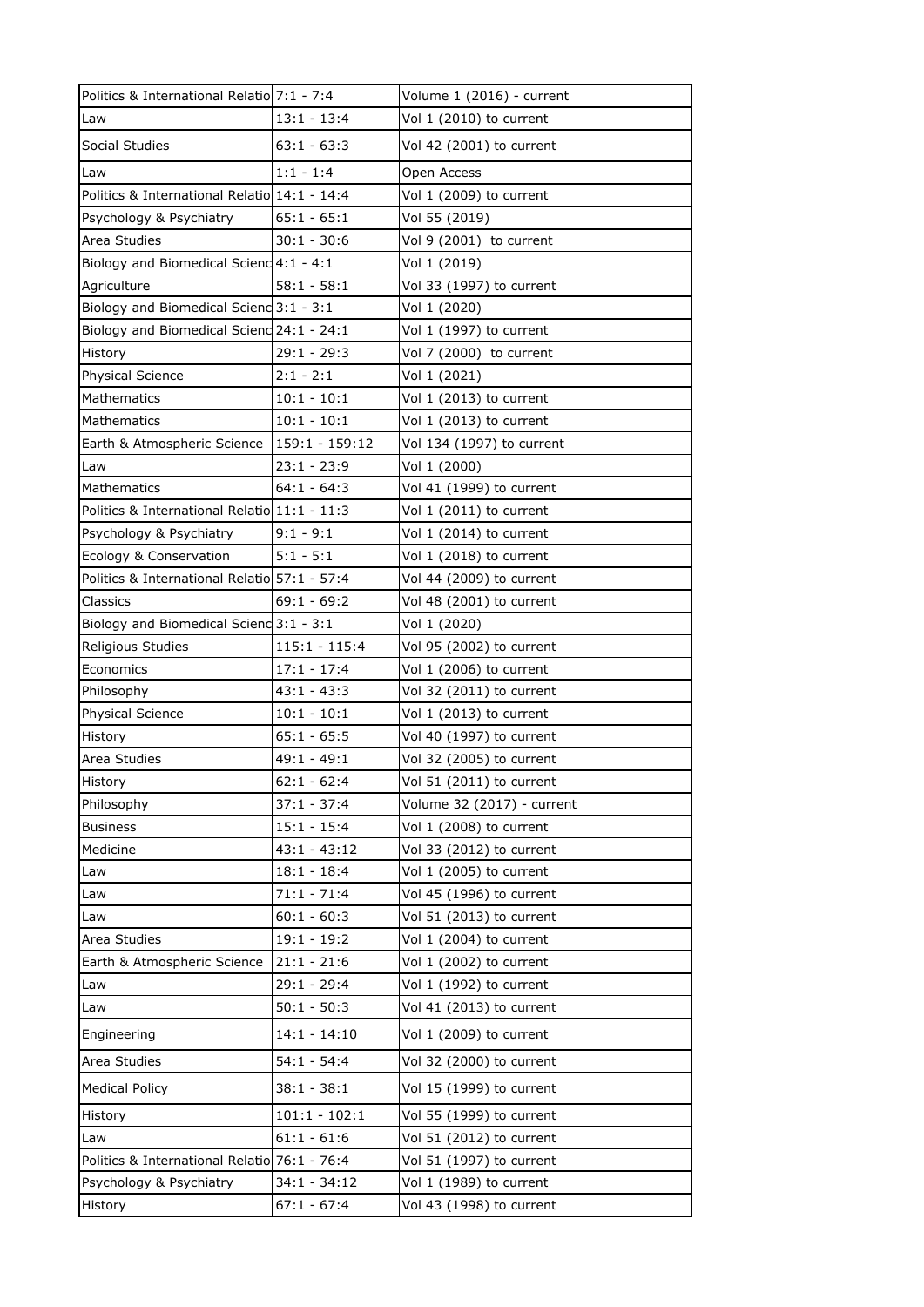| Politics & International Relatio | 7:1 - 7:4 | Volume 1 (2016) - current |
|---|---|---|
| Law | 13:1 - 13:4 | Vol 1 (2010) to current |
| Social Studies | 63:1 - 63:3 | Vol 42 (2001) to current |
| Law | 1:1 - 1:4 | Open Access |
| Politics & International Relatio | 14:1 - 14:4 | Vol 1 (2009) to current |
| Psychology & Psychiatry | 65:1 - 65:1 | Vol 55 (2019) |
| Area Studies | 30:1 - 30:6 | Vol 9 (2001) to current |
| Biology and Biomedical Scienc | 4:1 - 4:1 | Vol 1 (2019) |
| Agriculture | 58:1 - 58:1 | Vol 33 (1997) to current |
| Biology and Biomedical Scienc | 3:1 - 3:1 | Vol 1 (2020) |
| Biology and Biomedical Scienc | 24:1 - 24:1 | Vol 1 (1997) to current |
| History | 29:1 - 29:3 | Vol 7 (2000) to current |
| Physical Science | 2:1 - 2:1 | Vol 1 (2021) |
| Mathematics | 10:1 - 10:1 | Vol 1 (2013) to current |
| Mathematics | 10:1 - 10:1 | Vol 1 (2013) to current |
| Earth & Atmospheric Science | 159:1 - 159:12 | Vol 134 (1997) to current |
| Law | 23:1 - 23:9 | Vol 1 (2000) |
| Mathematics | 64:1 - 64:3 | Vol 41 (1999) to current |
| Politics & International Relatio | 11:1 - 11:3 | Vol 1 (2011) to current |
| Psychology & Psychiatry | 9:1 - 9:1 | Vol 1 (2014) to current |
| Ecology & Conservation | 5:1 - 5:1 | Vol 1 (2018) to current |
| Politics & International Relatio | 57:1 - 57:4 | Vol 44 (2009) to current |
| Classics | 69:1 - 69:2 | Vol 48 (2001) to current |
| Biology and Biomedical Scienc | 3:1 - 3:1 | Vol 1 (2020) |
| Religious Studies | 115:1 - 115:4 | Vol 95 (2002) to current |
| Economics | 17:1 - 17:4 | Vol 1 (2006) to current |
| Philosophy | 43:1 - 43:3 | Vol 32 (2011) to current |
| Physical Science | 10:1 - 10:1 | Vol 1 (2013) to current |
| History | 65:1 - 65:5 | Vol 40 (1997) to current |
| Area Studies | 49:1 - 49:1 | Vol 32 (2005) to current |
| History | 62:1 - 62:4 | Vol 51 (2011) to current |
| Philosophy | 37:1 - 37:4 | Volume 32 (2017) - current |
| Business | 15:1 - 15:4 | Vol 1 (2008) to current |
| Medicine | 43:1 - 43:12 | Vol 33 (2012) to current |
| Law | 18:1 - 18:4 | Vol 1 (2005) to current |
| Law | 71:1 - 71:4 | Vol 45 (1996) to current |
| Law | 60:1 - 60:3 | Vol 51 (2013) to current |
| Area Studies | 19:1 - 19:2 | Vol 1 (2004) to current |
| Earth & Atmospheric Science | 21:1 - 21:6 | Vol 1 (2002) to current |
| Law | 29:1 - 29:4 | Vol 1 (1992) to current |
| Law | 50:1 - 50:3 | Vol 41 (2013) to current |
| Engineering | 14:1 - 14:10 | Vol 1 (2009) to current |
| Area Studies | 54:1 - 54:4 | Vol 32 (2000) to current |
| Medical Policy | 38:1 - 38:1 | Vol 15 (1999) to current |
| History | 101:1 - 102:1 | Vol 55 (1999) to current |
| Law | 61:1 - 61:6 | Vol 51 (2012) to current |
| Politics & International Relatio | 76:1 - 76:4 | Vol 51 (1997) to current |
| Psychology & Psychiatry | 34:1 - 34:12 | Vol 1 (1989) to current |
| History | 67:1 - 67:4 | Vol 43 (1998) to current |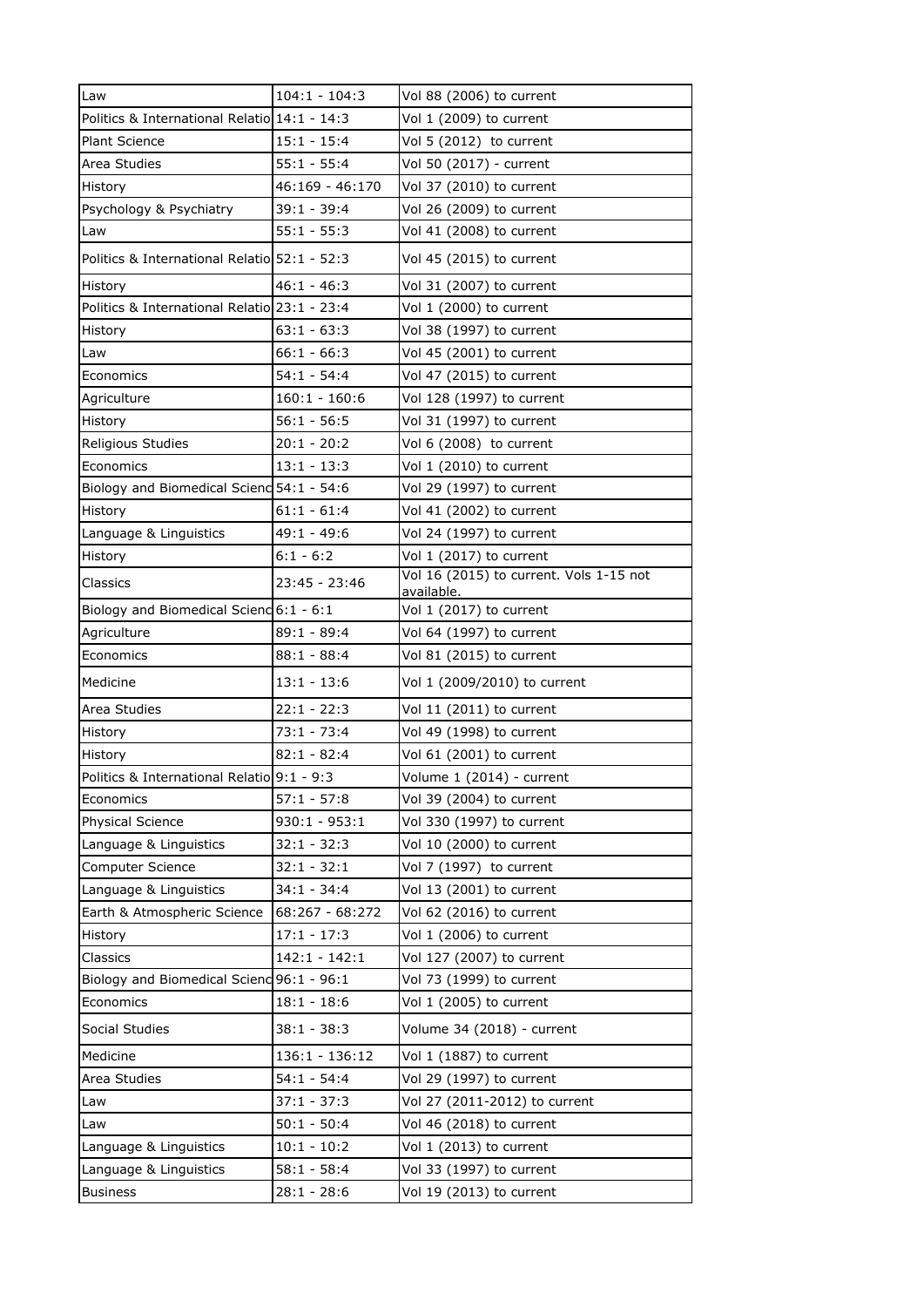| Law | 104:1 - 104:3 | Vol 88 (2006) to current |
|---|---|---|
| Politics & International Relatio | 14:1 - 14:3 | Vol 1 (2009) to current |
| Plant Science | 15:1 - 15:4 | Vol 5 (2012) to current |
| Area Studies | 55:1 - 55:4 | Vol 50 (2017) - current |
| History | 46:169 - 46:170 | Vol 37 (2010) to current |
| Psychology & Psychiatry | 39:1 - 39:4 | Vol 26 (2009) to current |
| Law | 55:1 - 55:3 | Vol 41 (2008) to current |
| Politics & International Relatio | 52:1 - 52:3 | Vol 45 (2015) to current |
| History | 46:1 - 46:3 | Vol 31 (2007) to current |
| Politics & International Relatio | 23:1 - 23:4 | Vol 1 (2000) to current |
| History | 63:1 - 63:3 | Vol 38 (1997) to current |
| Law | 66:1 - 66:3 | Vol 45 (2001) to current |
| Economics | 54:1 - 54:4 | Vol 47 (2015) to current |
| Agriculture | 160:1 - 160:6 | Vol 128 (1997) to current |
| History | 56:1 - 56:5 | Vol 31 (1997) to current |
| Religious Studies | 20:1 - 20:2 | Vol 6 (2008) to current |
| Economics | 13:1 - 13:3 | Vol 1 (2010) to current |
| Biology and Biomedical Scienc | 54:1 - 54:6 | Vol 29 (1997) to current |
| History | 61:1 - 61:4 | Vol 41 (2002) to current |
| Language & Linguistics | 49:1 - 49:6 | Vol 24 (1997) to current |
| History | 6:1 - 6:2 | Vol 1 (2017) to current |
| Classics | 23:45 - 23:46 | Vol 16 (2015) to current. Vols 1-15 not available. |
| Biology and Biomedical Scienc | 6:1 - 6:1 | Vol 1 (2017) to current |
| Agriculture | 89:1 - 89:4 | Vol 64 (1997) to current |
| Economics | 88:1 - 88:4 | Vol 81 (2015) to current |
| Medicine | 13:1 - 13:6 | Vol 1 (2009/2010) to current |
| Area Studies | 22:1 - 22:3 | Vol 11 (2011) to current |
| History | 73:1 - 73:4 | Vol 49 (1998) to current |
| History | 82:1 - 82:4 | Vol 61 (2001) to current |
| Politics & International Relatio | 9:1 - 9:3 | Volume 1 (2014) - current |
| Economics | 57:1 - 57:8 | Vol 39 (2004) to current |
| Physical Science | 930:1 - 953:1 | Vol 330 (1997) to current |
| Language & Linguistics | 32:1 - 32:3 | Vol 10 (2000) to current |
| Computer Science | 32:1 - 32:1 | Vol 7 (1997) to current |
| Language & Linguistics | 34:1 - 34:4 | Vol 13 (2001) to current |
| Earth & Atmospheric Science | 68:267 - 68:272 | Vol 62 (2016) to current |
| History | 17:1 - 17:3 | Vol 1 (2006) to current |
| Classics | 142:1 - 142:1 | Vol 127 (2007) to current |
| Biology and Biomedical Scienc | 96:1 - 96:1 | Vol 73 (1999) to current |
| Economics | 18:1 - 18:6 | Vol 1 (2005) to current |
| Social Studies | 38:1 - 38:3 | Volume 34 (2018) - current |
| Medicine | 136:1 - 136:12 | Vol 1 (1887) to current |
| Area Studies | 54:1 - 54:4 | Vol 29 (1997) to current |
| Law | 37:1 - 37:3 | Vol 27 (2011-2012) to current |
| Law | 50:1 - 50:4 | Vol 46 (2018) to current |
| Language & Linguistics | 10:1 - 10:2 | Vol 1 (2013) to current |
| Language & Linguistics | 58:1 - 58:4 | Vol 33 (1997) to current |
| Business | 28:1 - 28:6 | Vol 19 (2013) to current |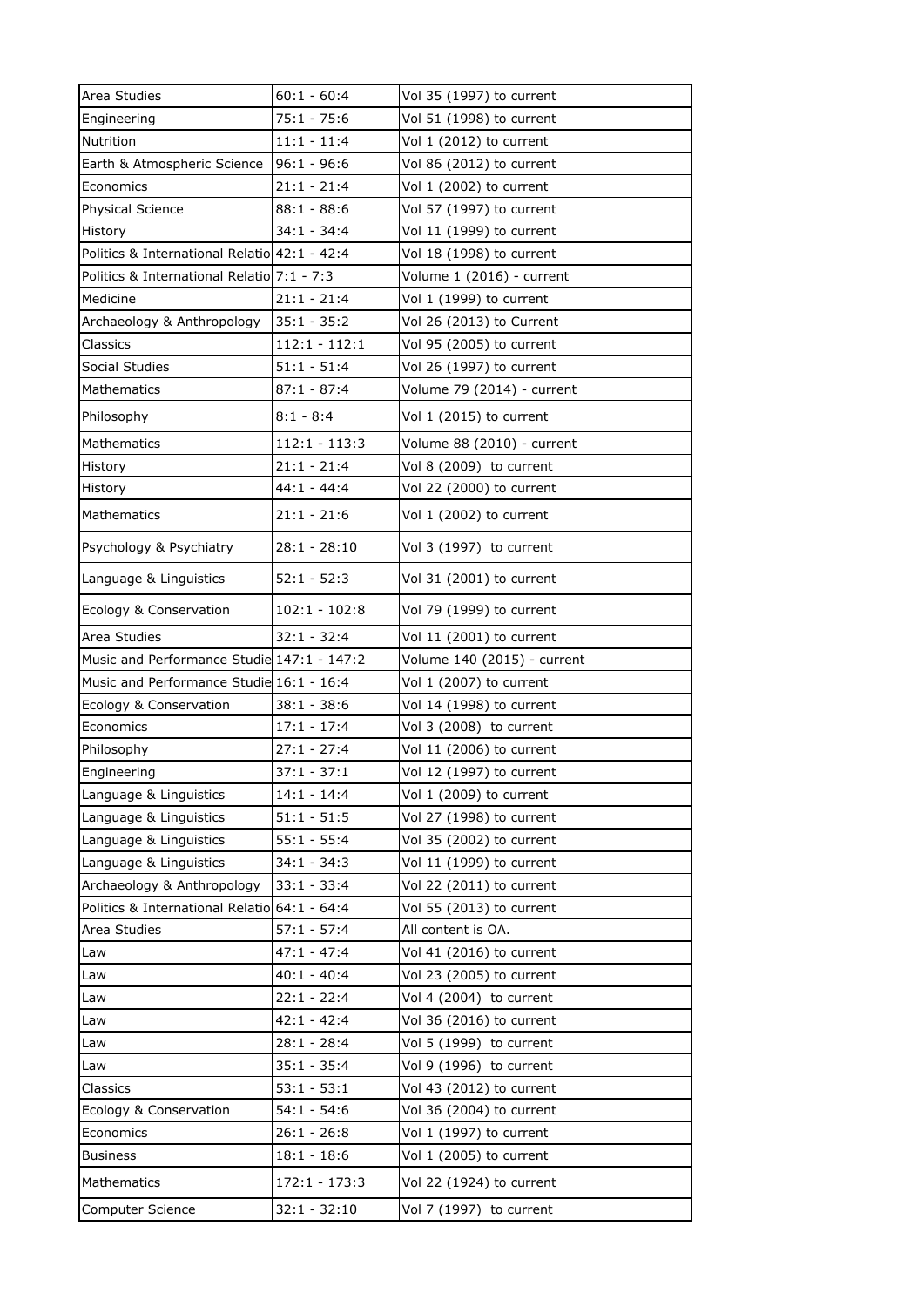| Area Studies | 60:1 - 60:4 | Vol 35 (1997) to current |
|---|---|---|
| Engineering | 75:1 - 75:6 | Vol 51 (1998) to current |
| Nutrition | 11:1 - 11:4 | Vol 1 (2012) to current |
| Earth & Atmospheric Science | 96:1 - 96:6 | Vol 86 (2012) to current |
| Economics | 21:1 - 21:4 | Vol 1 (2002) to current |
| Physical Science | 88:1 - 88:6 | Vol 57 (1997) to current |
| History | 34:1 - 34:4 | Vol 11 (1999) to current |
| Politics & International Relatio | 42:1 - 42:4 | Vol 18 (1998) to current |
| Politics & International Relatio | 7:1 - 7:3 | Volume 1 (2016) - current |
| Medicine | 21:1 - 21:4 | Vol 1 (1999) to current |
| Archaeology & Anthropology | 35:1 - 35:2 | Vol 26 (2013) to Current |
| Classics | 112:1 - 112:1 | Vol 95 (2005) to current |
| Social Studies | 51:1 - 51:4 | Vol 26 (1997) to current |
| Mathematics | 87:1 - 87:4 | Volume 79 (2014) - current |
| Philosophy | 8:1 - 8:4 | Vol 1 (2015) to current |
| Mathematics | 112:1 - 113:3 | Volume 88 (2010) - current |
| History | 21:1 - 21:4 | Vol 8 (2009) to current |
| History | 44:1 - 44:4 | Vol 22 (2000) to current |
| Mathematics | 21:1 - 21:6 | Vol 1 (2002) to current |
| Psychology & Psychiatry | 28:1 - 28:10 | Vol 3 (1997) to current |
| Language & Linguistics | 52:1 - 52:3 | Vol 31 (2001) to current |
| Ecology & Conservation | 102:1 - 102:8 | Vol 79 (1999) to current |
| Area Studies | 32:1 - 32:4 | Vol 11 (2001) to current |
| Music and Performance Studie | 147:1 - 147:2 | Volume 140 (2015) - current |
| Music and Performance Studie | 16:1 - 16:4 | Vol 1 (2007) to current |
| Ecology & Conservation | 38:1 - 38:6 | Vol 14 (1998) to current |
| Economics | 17:1 - 17:4 | Vol 3 (2008) to current |
| Philosophy | 27:1 - 27:4 | Vol 11 (2006) to current |
| Engineering | 37:1 - 37:1 | Vol 12 (1997) to current |
| Language & Linguistics | 14:1 - 14:4 | Vol 1 (2009) to current |
| Language & Linguistics | 51:1 - 51:5 | Vol 27 (1998) to current |
| Language & Linguistics | 55:1 - 55:4 | Vol 35 (2002) to current |
| Language & Linguistics | 34:1 - 34:3 | Vol 11 (1999) to current |
| Archaeology & Anthropology | 33:1 - 33:4 | Vol 22 (2011) to current |
| Politics & International Relatio | 64:1 - 64:4 | Vol 55 (2013) to current |
| Area Studies | 57:1 - 57:4 | All content is OA. |
| Law | 47:1 - 47:4 | Vol 41 (2016) to current |
| Law | 40:1 - 40:4 | Vol 23 (2005) to current |
| Law | 22:1 - 22:4 | Vol 4 (2004) to current |
| Law | 42:1 - 42:4 | Vol 36 (2016) to current |
| Law | 28:1 - 28:4 | Vol 5 (1999) to current |
| Law | 35:1 - 35:4 | Vol 9 (1996) to current |
| Classics | 53:1 - 53:1 | Vol 43 (2012) to current |
| Ecology & Conservation | 54:1 - 54:6 | Vol 36 (2004) to current |
| Economics | 26:1 - 26:8 | Vol 1 (1997) to current |
| Business | 18:1 - 18:6 | Vol 1 (2005) to current |
| Mathematics | 172:1 - 173:3 | Vol 22 (1924) to current |
| Computer Science | 32:1 - 32:10 | Vol 7 (1997) to current |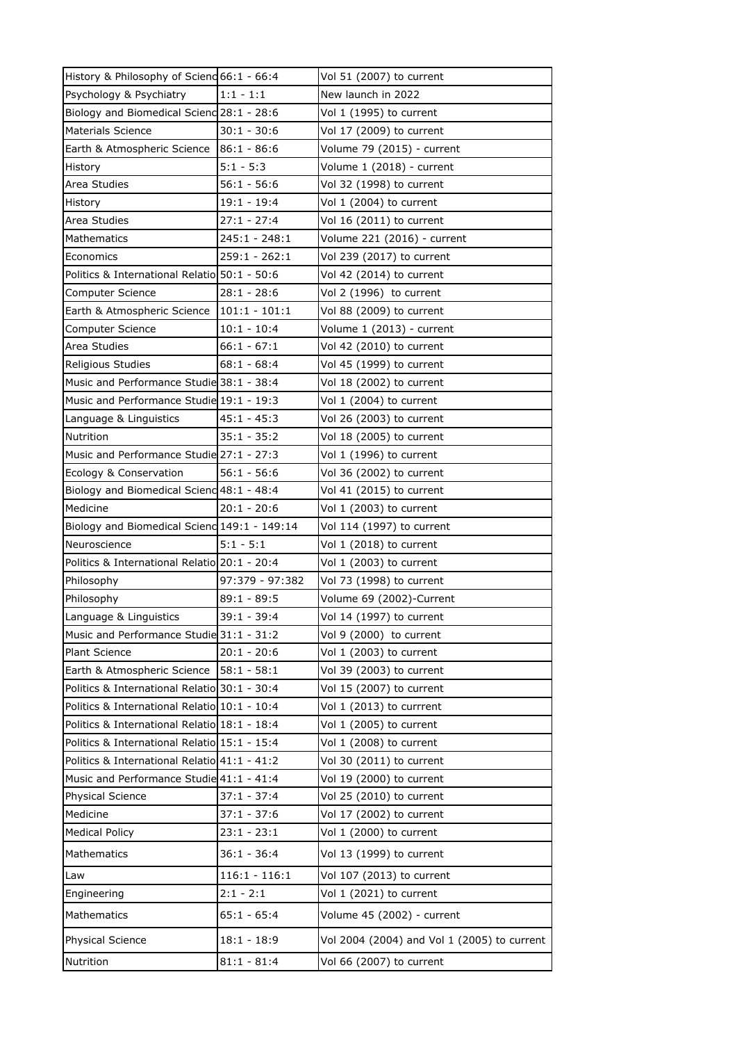| | | |
|---|---|---|
| History & Philosophy of Scienc | 66:1 - 66:4 | Vol 51 (2007) to current |
| Psychology & Psychiatry | 1:1 - 1:1 | New launch in 2022 |
| Biology and Biomedical Scienc | 28:1 - 28:6 | Vol 1 (1995) to current |
| Materials Science | 30:1 - 30:6 | Vol 17 (2009) to current |
| Earth & Atmospheric Science | 86:1 - 86:6 | Volume 79 (2015) - current |
| History | 5:1 - 5:3 | Volume 1 (2018) - current |
| Area Studies | 56:1 - 56:6 | Vol 32 (1998) to current |
| History | 19:1 - 19:4 | Vol 1 (2004) to current |
| Area Studies | 27:1 - 27:4 | Vol 16 (2011) to current |
| Mathematics | 245:1 - 248:1 | Volume 221 (2016) - current |
| Economics | 259:1 - 262:1 | Vol 239 (2017) to current |
| Politics & International Relatio | 50:1 - 50:6 | Vol 42 (2014) to current |
| Computer Science | 28:1 - 28:6 | Vol 2 (1996) to current |
| Earth & Atmospheric Science | 101:1 - 101:1 | Vol 88 (2009) to current |
| Computer Science | 10:1 - 10:4 | Volume 1 (2013) - current |
| Area Studies | 66:1 - 67:1 | Vol 42 (2010) to current |
| Religious Studies | 68:1 - 68:4 | Vol 45 (1999) to current |
| Music and Performance Studie | 38:1 - 38:4 | Vol 18 (2002) to current |
| Music and Performance Studie | 19:1 - 19:3 | Vol 1 (2004) to current |
| Language & Linguistics | 45:1 - 45:3 | Vol 26 (2003) to current |
| Nutrition | 35:1 - 35:2 | Vol 18 (2005) to current |
| Music and Performance Studie | 27:1 - 27:3 | Vol 1 (1996) to current |
| Ecology & Conservation | 56:1 - 56:6 | Vol 36 (2002) to current |
| Biology and Biomedical Scienc | 48:1 - 48:4 | Vol 41 (2015) to current |
| Medicine | 20:1 - 20:6 | Vol 1 (2003) to current |
| Biology and Biomedical Scienc | 149:1 - 149:14 | Vol 114 (1997) to current |
| Neuroscience | 5:1 - 5:1 | Vol 1 (2018) to current |
| Politics & International Relatio | 20:1 - 20:4 | Vol 1 (2003) to current |
| Philosophy | 97:379 - 97:382 | Vol 73 (1998) to current |
| Philosophy | 89:1 - 89:5 | Volume 69 (2002)-Current |
| Language & Linguistics | 39:1 - 39:4 | Vol 14 (1997) to current |
| Music and Performance Studie | 31:1 - 31:2 | Vol 9 (2000) to current |
| Plant Science | 20:1 - 20:6 | Vol 1 (2003) to current |
| Earth & Atmospheric Science | 58:1 - 58:1 | Vol 39 (2003) to current |
| Politics & International Relatio | 30:1 - 30:4 | Vol 15 (2007) to current |
| Politics & International Relatio | 10:1 - 10:4 | Vol 1 (2013) to currrent |
| Politics & International Relatio | 18:1 - 18:4 | Vol 1 (2005) to current |
| Politics & International Relatio | 15:1 - 15:4 | Vol 1 (2008) to current |
| Politics & International Relatio | 41:1 - 41:2 | Vol 30 (2011) to current |
| Music and Performance Studie | 41:1 - 41:4 | Vol 19 (2000) to current |
| Physical Science | 37:1 - 37:4 | Vol 25 (2010) to current |
| Medicine | 37:1 - 37:6 | Vol 17 (2002) to current |
| Medical Policy | 23:1 - 23:1 | Vol 1 (2000) to current |
| Mathematics | 36:1 - 36:4 | Vol 13 (1999) to current |
| Law | 116:1 - 116:1 | Vol 107 (2013) to current |
| Engineering | 2:1 - 2:1 | Vol 1 (2021) to current |
| Mathematics | 65:1 - 65:4 | Volume 45 (2002) - current |
| Physical Science | 18:1 - 18:9 | Vol 2004 (2004) and Vol 1 (2005) to current |
| Nutrition | 81:1 - 81:4 | Vol 66 (2007) to current |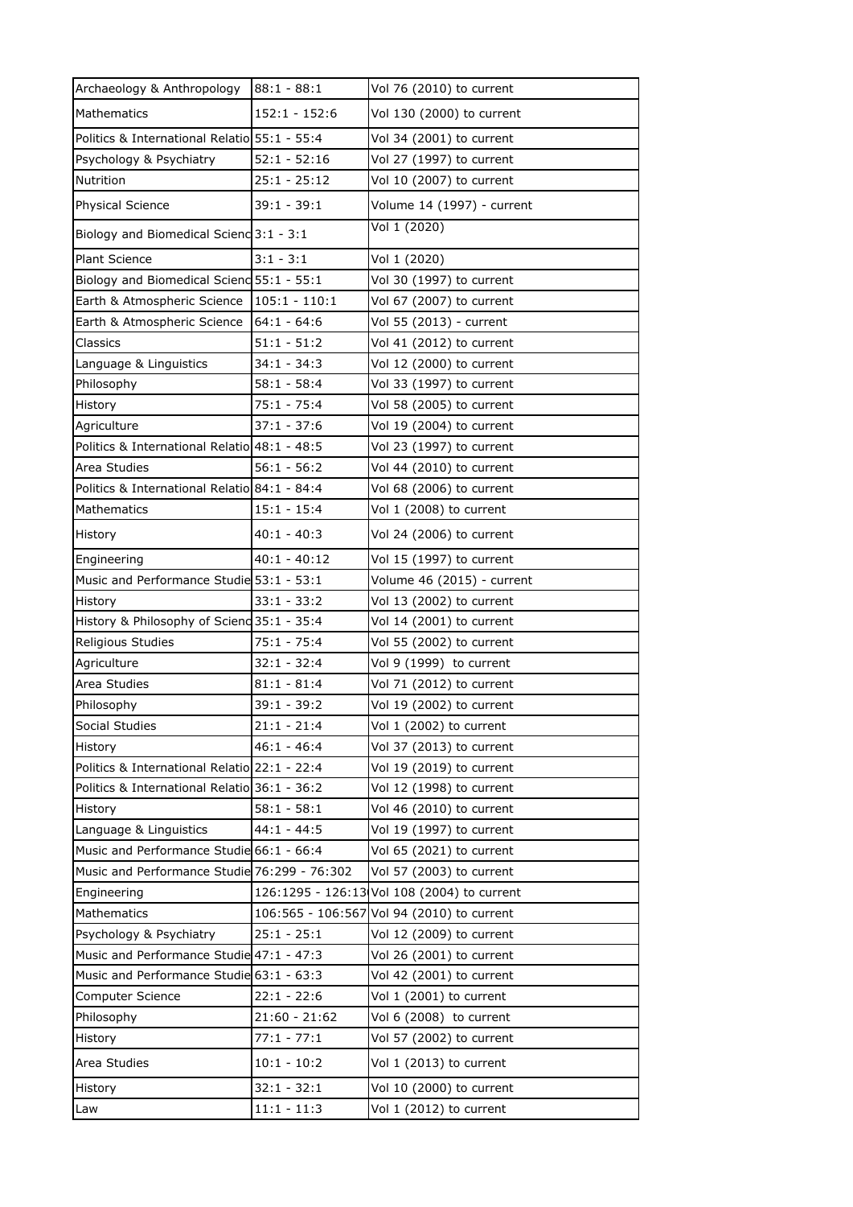| Archaeology & Anthropology | 88:1 - 88:1 | Vol 76 (2010) to current |
|---|---|---|
| Mathematics | 152:1 - 152:6 | Vol 130 (2000) to current |
| Politics & International Relatio | 55:1 - 55:4 | Vol 34 (2001) to current |
| Psychology & Psychiatry | 52:1 - 52:16 | Vol 27 (1997) to current |
| Nutrition | 25:1 - 25:12 | Vol 10 (2007) to current |
| Physical Science | 39:1 - 39:1 | Volume 14 (1997) - current |
| Biology and Biomedical Scienc | 3:1 - 3:1 | Vol 1 (2020) |
| Plant Science | 3:1 - 3:1 | Vol 1 (2020) |
| Biology and Biomedical Scienc | 55:1 - 55:1 | Vol 30 (1997) to current |
| Earth & Atmospheric Science | 105:1 - 110:1 | Vol 67 (2007) to current |
| Earth & Atmospheric Science | 64:1 - 64:6 | Vol 55 (2013) - current |
| Classics | 51:1 - 51:2 | Vol 41 (2012) to current |
| Language & Linguistics | 34:1 - 34:3 | Vol 12 (2000) to current |
| Philosophy | 58:1 - 58:4 | Vol 33 (1997) to current |
| History | 75:1 - 75:4 | Vol 58 (2005) to current |
| Agriculture | 37:1 - 37:6 | Vol 19 (2004) to current |
| Politics & International Relatio | 48:1 - 48:5 | Vol 23 (1997) to current |
| Area Studies | 56:1 - 56:2 | Vol 44 (2010) to current |
| Politics & International Relatio | 84:1 - 84:4 | Vol 68 (2006) to current |
| Mathematics | 15:1 - 15:4 | Vol 1 (2008) to current |
| History | 40:1 - 40:3 | Vol 24 (2006) to current |
| Engineering | 40:1 - 40:12 | Vol 15 (1997) to current |
| Music and Performance Studie | 53:1 - 53:1 | Volume 46 (2015) - current |
| History | 33:1 - 33:2 | Vol 13 (2002) to current |
| History & Philosophy of Scienc | 35:1 - 35:4 | Vol 14 (2001) to current |
| Religious Studies | 75:1 - 75:4 | Vol 55 (2002) to current |
| Agriculture | 32:1 - 32:4 | Vol 9 (1999) to current |
| Area Studies | 81:1 - 81:4 | Vol 71 (2012) to current |
| Philosophy | 39:1 - 39:2 | Vol 19 (2002) to current |
| Social Studies | 21:1 - 21:4 | Vol 1 (2002) to current |
| History | 46:1 - 46:4 | Vol 37 (2013) to current |
| Politics & International Relatio | 22:1 - 22:4 | Vol 19 (2019) to current |
| Politics & International Relatio | 36:1 - 36:2 | Vol 12 (1998) to current |
| History | 58:1 - 58:1 | Vol 46 (2010) to current |
| Language & Linguistics | 44:1 - 44:5 | Vol 19 (1997) to current |
| Music and Performance Studie | 66:1 - 66:4 | Vol 65 (2021) to current |
| Music and Performance Studie | 76:299 - 76:302 | Vol 57 (2003) to current |
| Engineering | 126:1295 - 126:13 | Vol 108 (2004) to current |
| Mathematics | 106:565 - 106:567 | Vol 94 (2010) to current |
| Psychology & Psychiatry | 25:1 - 25:1 | Vol 12 (2009) to current |
| Music and Performance Studie | 47:1 - 47:3 | Vol 26 (2001) to current |
| Music and Performance Studie | 63:1 - 63:3 | Vol 42 (2001) to current |
| Computer Science | 22:1 - 22:6 | Vol 1 (2001) to current |
| Philosophy | 21:60 - 21:62 | Vol 6 (2008) to current |
| History | 77:1 - 77:1 | Vol 57 (2002) to current |
| Area Studies | 10:1 - 10:2 | Vol 1 (2013) to current |
| History | 32:1 - 32:1 | Vol 10 (2000) to current |
| Law | 11:1 - 11:3 | Vol 1 (2012) to current |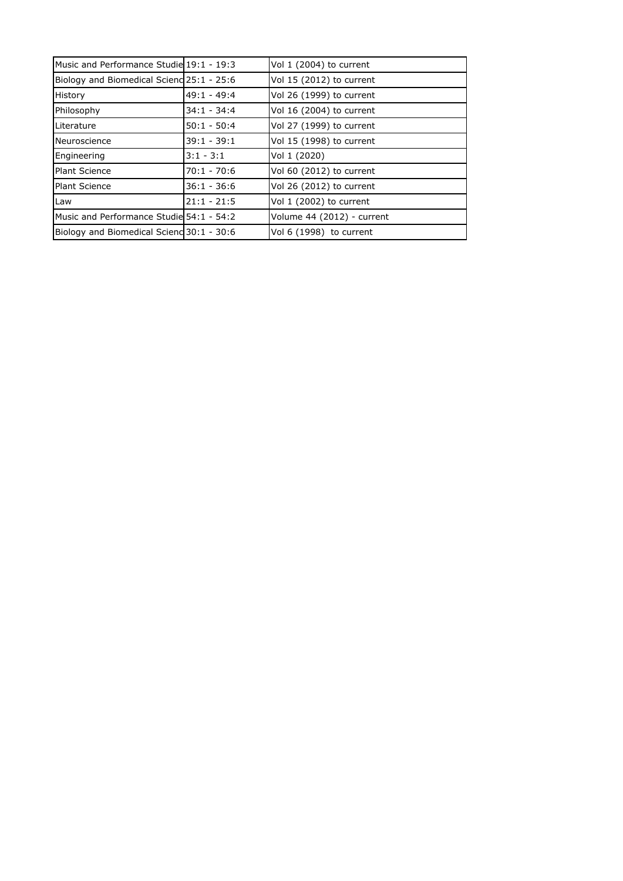| | | |
|---|---|---|
| Music and Performance Studie | 19:1 - 19:3 | Vol 1 (2004) to current |
| Biology and Biomedical Scienc | 25:1 - 25:6 | Vol 15 (2012) to current |
| History | 49:1 - 49:4 | Vol 26 (1999) to current |
| Philosophy | 34:1 - 34:4 | Vol 16 (2004) to current |
| Literature | 50:1 - 50:4 | Vol 27 (1999) to current |
| Neuroscience | 39:1 - 39:1 | Vol 15 (1998) to current |
| Engineering | 3:1 - 3:1 | Vol 1 (2020) |
| Plant Science | 70:1 - 70:6 | Vol 60 (2012) to current |
| Plant Science | 36:1 - 36:6 | Vol 26 (2012) to current |
| Law | 21:1 - 21:5 | Vol 1 (2002) to current |
| Music and Performance Studie | 54:1 - 54:2 | Volume 44 (2012) - current |
| Biology and Biomedical Scienc | 30:1 - 30:6 | Vol 6 (1998) to current |